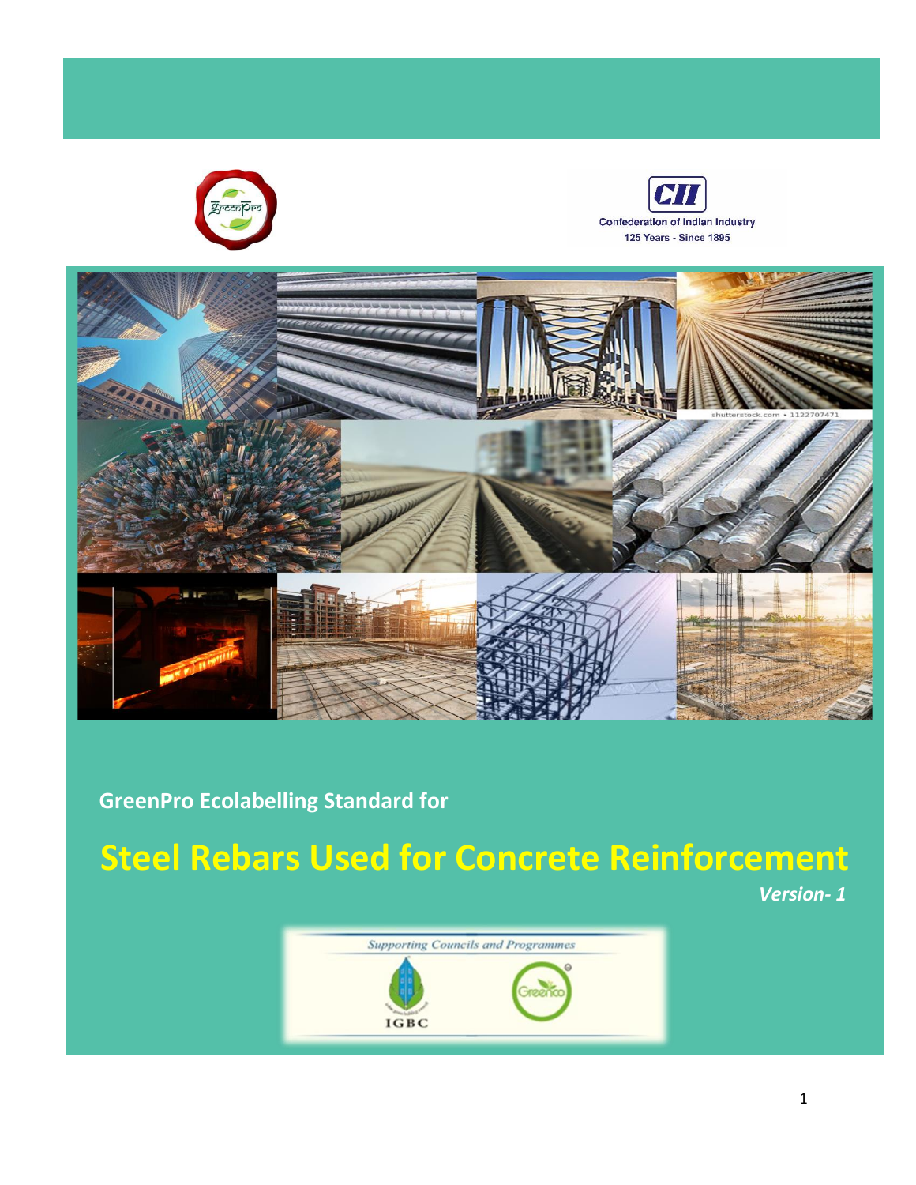Confederation of Indian Industry

125 Years - Since 1895

GreenPro Ecolabelling Standard for

# Steel Rebars Used for Concrete Reinforcement

*Version- 1*

Supporting Councils and Programmes

IGBC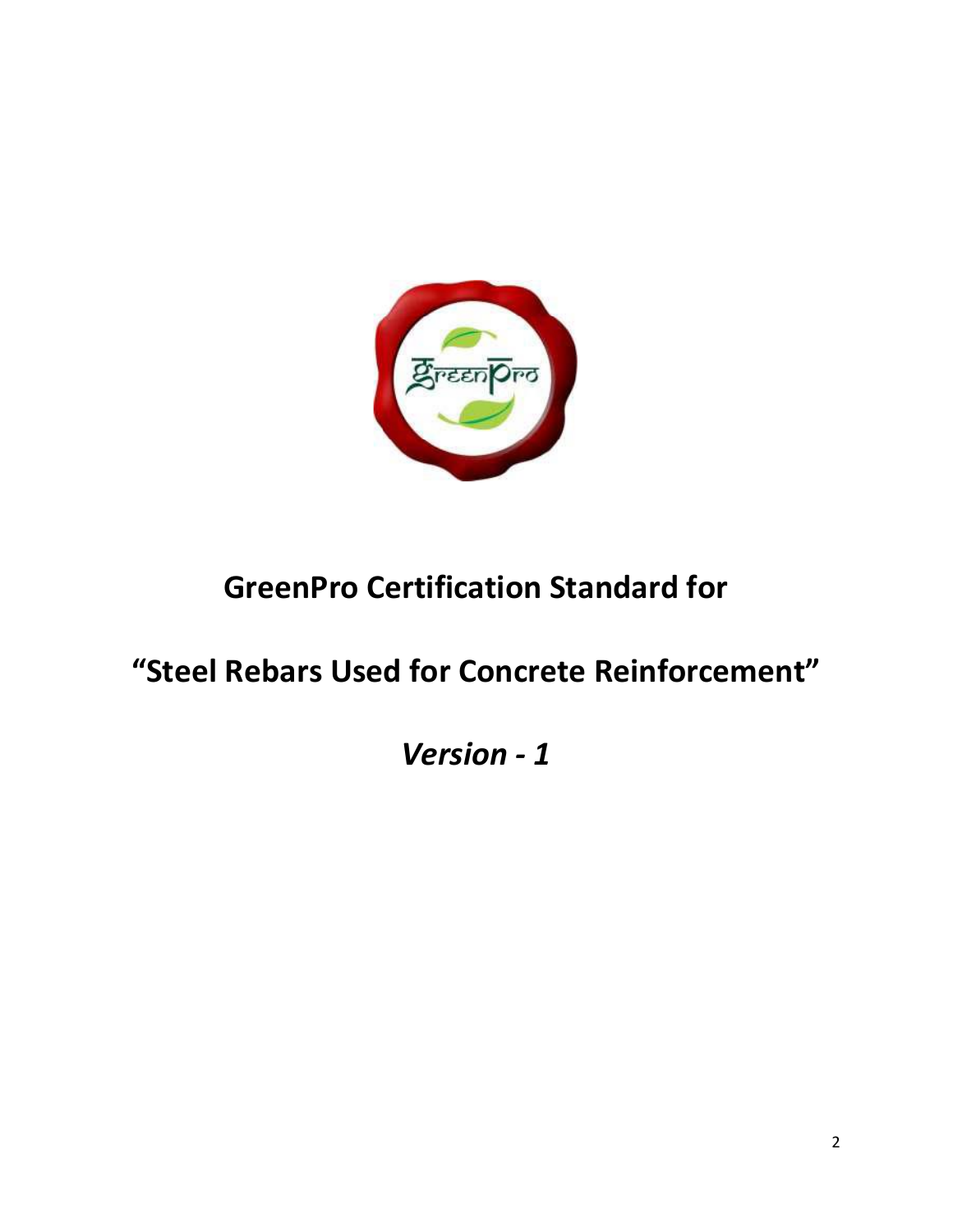# GreenPro Certification Standard for

# "Steel Rebars Used for Concrete Reinforcement"

***Version - 1***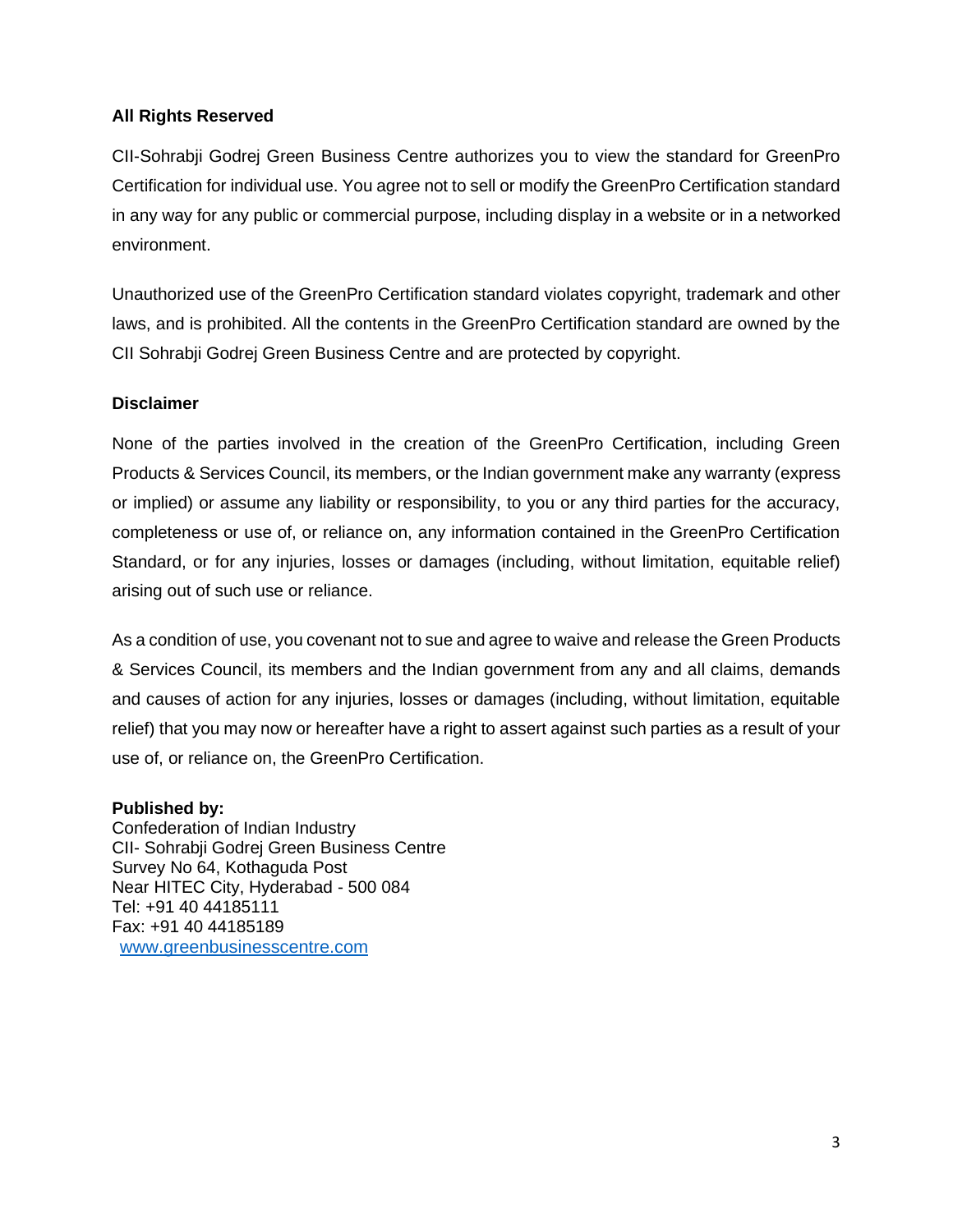**All Rights Reserved**

CII-Sohrabji Godrej Green Business Centre authorizes you to view the standard for GreenPro Certification for individual use. You agree not to sell or modify the GreenPro Certification standard in any way for any public or commercial purpose, including display in a website or in a networked environment.

Unauthorized use of the GreenPro Certification standard violates copyright, trademark and other laws, and is prohibited. All the contents in the GreenPro Certification standard are owned by the CII Sohrabji Godrej Green Business Centre and are protected by copyright.

**Disclaimer**

None of the parties involved in the creation of the GreenPro Certification, including Green Products & Services Council, its members, or the Indian government make any warranty (express or implied) or assume any liability or responsibility, to you or any third parties for the accuracy, completeness or use of, or reliance on, any information contained in the GreenPro Certification Standard, or for any injuries, losses or damages (including, without limitation, equitable relief) arising out of such use or reliance.

As a condition of use, you covenant not to sue and agree to waive and release the Green Products & Services Council, its members and the Indian government from any and all claims, demands and causes of action for any injuries, losses or damages (including, without limitation, equitable relief) that you may now or hereafter have a right to assert against such parties as a result of your use of, or reliance on, the GreenPro Certification.

**Published by:**
Confederation of Indian Industry
CII- Sohrabji Godrej Green Business Centre
Survey No 64, Kothaguda Post
Near HITEC City, Hyderabad - 500 084
Tel: +91 40 44185111
Fax: +91 40 44185189
www.greenbusinesscentre.com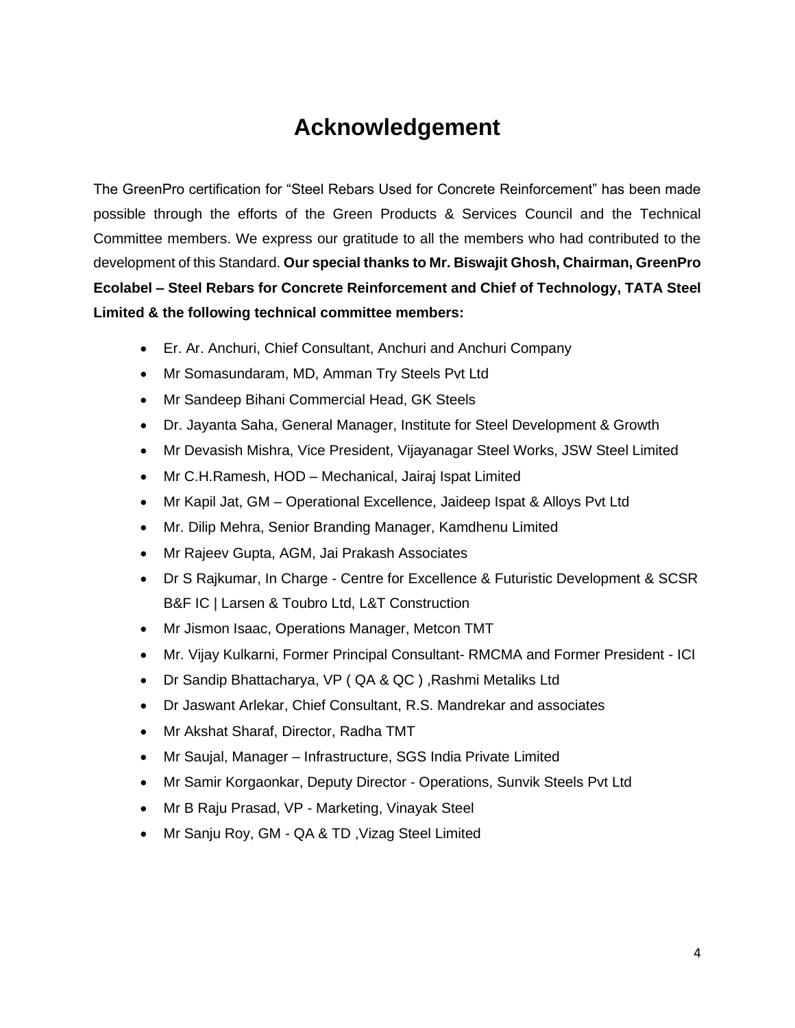# Acknowledgement

The GreenPro certification for "Steel Rebars Used for Concrete Reinforcement" has been made possible through the efforts of the Green Products & Services Council and the Technical Committee members. We express our gratitude to all the members who had contributed to the development of this Standard. **Our special thanks to Mr. Biswajit Ghosh, Chairman, GreenPro Ecolabel – Steel Rebars for Concrete Reinforcement and Chief of Technology, TATA Steel Limited & the following technical committee members:**

- Er. Ar. Anchuri, Chief Consultant, Anchuri and Anchuri Company
- Mr Somasundaram, MD, Amman Try Steels Pvt Ltd
- Mr Sandeep Bihani Commercial Head, GK Steels
- Dr. Jayanta Saha, General Manager, Institute for Steel Development & Growth
- Mr Devasish Mishra, Vice President, Vijayanagar Steel Works, JSW Steel Limited
- Mr C.H.Ramesh, HOD – Mechanical, Jairaj Ispat Limited
- Mr Kapil Jat, GM – Operational Excellence, Jaideep Ispat & Alloys Pvt Ltd
- Mr. Dilip Mehra, Senior Branding Manager, Kamdhenu Limited
- Mr Rajeev Gupta, AGM, Jai Prakash Associates
- Dr S Rajkumar, In Charge - Centre for Excellence & Futuristic Development & SCSR B&F IC | Larsen & Toubro Ltd, L&T Construction
- Mr Jismon Isaac, Operations Manager, Metcon TMT
- Mr. Vijay Kulkarni, Former Principal Consultant- RMCMA and Former President - ICI
- Dr Sandip Bhattacharya, VP ( QA & QC ) ,Rashmi Metaliks Ltd
- Dr Jaswant Arlekar, Chief Consultant, R.S. Mandrekar and associates
- Mr Akshat Sharaf, Director, Radha TMT
- Mr Saujal, Manager – Infrastructure, SGS India Private Limited
- Mr Samir Korgaonkar, Deputy Director - Operations, Sunvik Steels Pvt Ltd
- Mr B Raju Prasad, VP - Marketing, Vinayak Steel
- Mr Sanju Roy, GM - QA & TD ,Vizag Steel Limited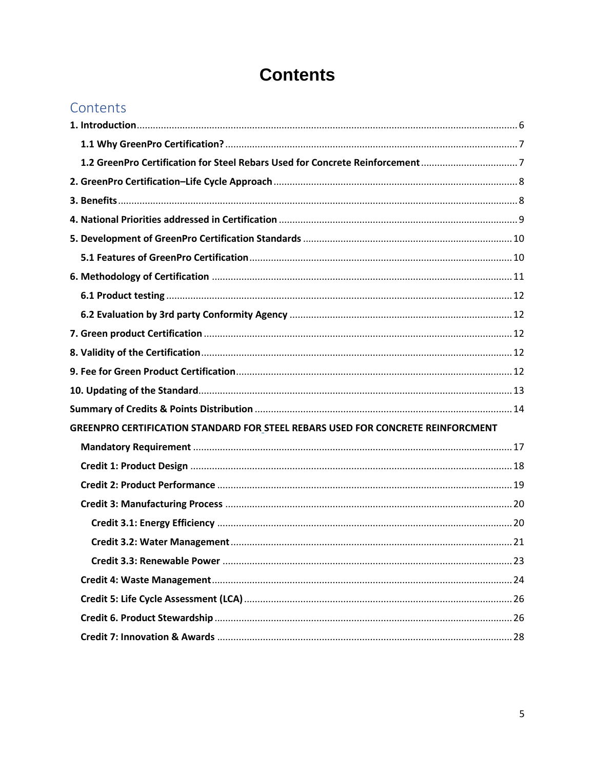# Contents

## Contents

- **1. Introduction** ........ 6
  - **1.1 Why GreenPro Certification?** ........ 7
  - **1.2 GreenPro Certification for Steel Rebars Used for Concrete Reinforcement** ........ 7
- **2. GreenPro Certification–Life Cycle Approach** ........ 8
- **3. Benefits** ........ 8
- **4. National Priorities addressed in Certification** ........ 9
- **5. Development of GreenPro Certification Standards** ........ 10
  - **5.1 Features of GreenPro Certification** ........ 10
- **6. Methodology of Certification** ........ 11
  - **6.1 Product testing** ........ 12
  - **6.2 Evaluation by 3rd party Conformity Agency** ........ 12
- **7. Green product Certification** ........ 12
- **8. Validity of the Certification** ........ 12
- **9. Fee for Green Product Certification** ........ 12
- **10. Updating of the Standard** ........ 13
- **Summary of Credits & Points Distribution** ........ 14
- **GREENPRO CERTIFICATION STANDARD FOR STEEL REBARS USED FOR CONCRETE REINFORCMENT**
  - **Mandatory Requirement** ........ 17
  - **Credit 1: Product Design** ........ 18
  - **Credit 2: Product Performance** ........ 19
  - **Credit 3: Manufacturing Process** ........ 20
    - **Credit 3.1: Energy Efficiency** ........ 20
    - **Credit 3.2: Water Management** ........ 21
    - **Credit 3.3: Renewable Power** ........ 23
  - **Credit 4: Waste Management** ........ 24
  - **Credit 5: Life Cycle Assessment (LCA)** ........ 26
  - **Credit 6. Product Stewardship** ........ 26
  - **Credit 7: Innovation & Awards** ........ 28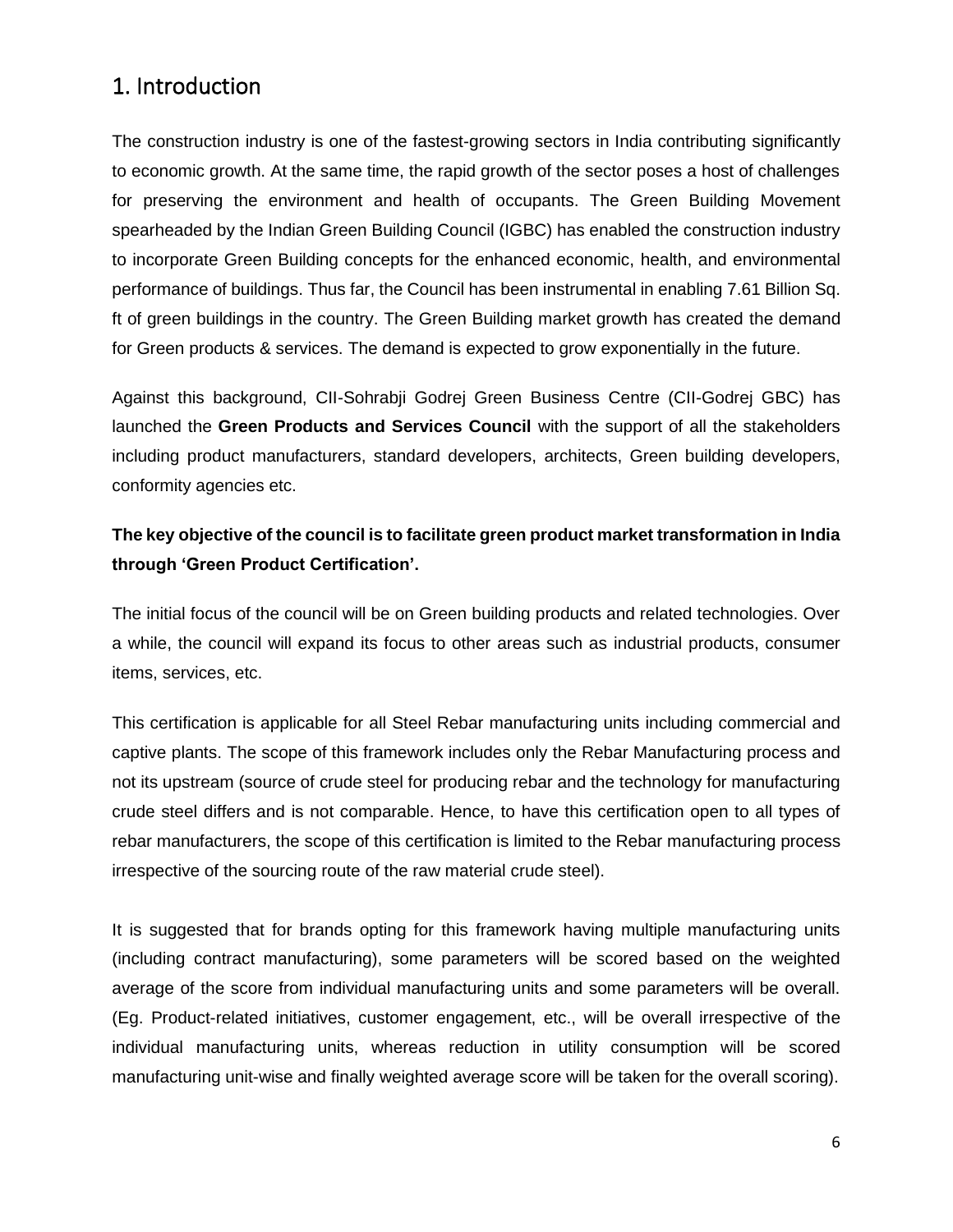# 1. Introduction

The construction industry is one of the fastest-growing sectors in India contributing significantly to economic growth. At the same time, the rapid growth of the sector poses a host of challenges for preserving the environment and health of occupants. The Green Building Movement spearheaded by the Indian Green Building Council (IGBC) has enabled the construction industry to incorporate Green Building concepts for the enhanced economic, health, and environmental performance of buildings. Thus far, the Council has been instrumental in enabling 7.61 Billion Sq. ft of green buildings in the country. The Green Building market growth has created the demand for Green products & services. The demand is expected to grow exponentially in the future.

Against this background, CII-Sohrabji Godrej Green Business Centre (CII-Godrej GBC) has launched the **Green Products and Services Council** with the support of all the stakeholders including product manufacturers, standard developers, architects, Green building developers, conformity agencies etc.

**The key objective of the council is to facilitate green product market transformation in India through 'Green Product Certification'.**

The initial focus of the council will be on Green building products and related technologies. Over a while, the council will expand its focus to other areas such as industrial products, consumer items, services, etc.

This certification is applicable for all Steel Rebar manufacturing units including commercial and captive plants. The scope of this framework includes only the Rebar Manufacturing process and not its upstream (source of crude steel for producing rebar and the technology for manufacturing crude steel differs and is not comparable. Hence, to have this certification open to all types of rebar manufacturers, the scope of this certification is limited to the Rebar manufacturing process irrespective of the sourcing route of the raw material crude steel).

It is suggested that for brands opting for this framework having multiple manufacturing units (including contract manufacturing), some parameters will be scored based on the weighted average of the score from individual manufacturing units and some parameters will be overall. (Eg. Product-related initiatives, customer engagement, etc., will be overall irrespective of the individual manufacturing units, whereas reduction in utility consumption will be scored manufacturing unit-wise and finally weighted average score will be taken for the overall scoring).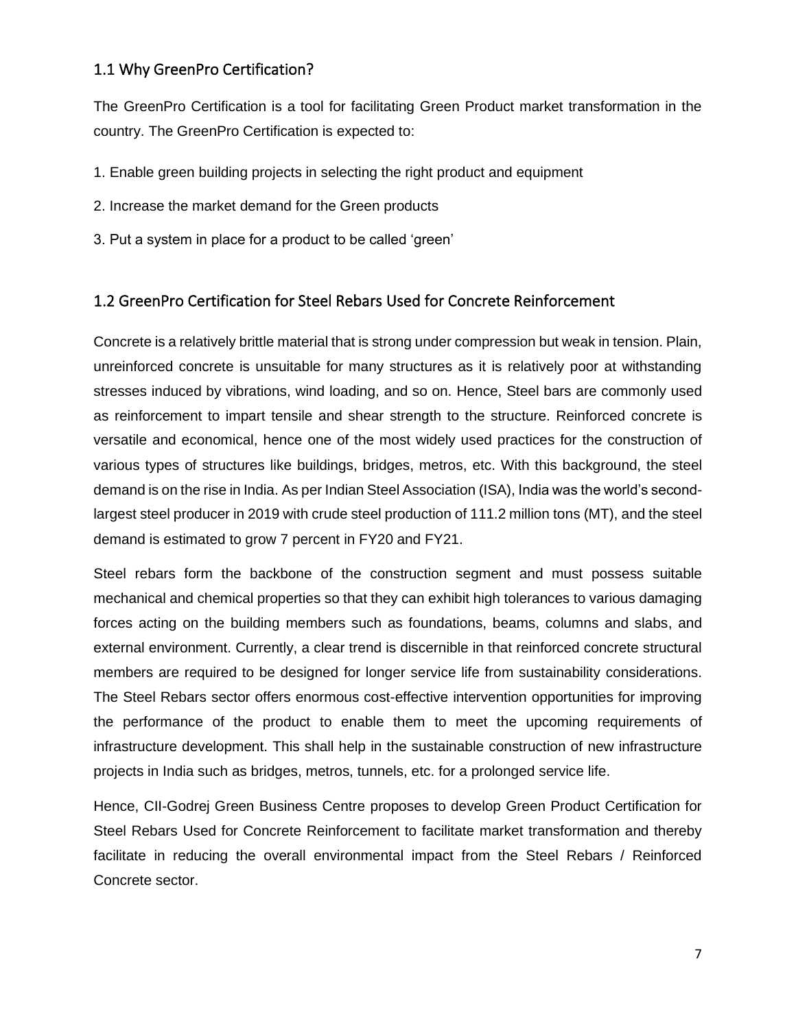## 1.1 Why GreenPro Certification?

The GreenPro Certification is a tool for facilitating Green Product market transformation in the country. The GreenPro Certification is expected to:

1. Enable green building projects in selecting the right product and equipment
2. Increase the market demand for the Green products
3. Put a system in place for a product to be called 'green'

## 1.2 GreenPro Certification for Steel Rebars Used for Concrete Reinforcement

Concrete is a relatively brittle material that is strong under compression but weak in tension. Plain, unreinforced concrete is unsuitable for many structures as it is relatively poor at withstanding stresses induced by vibrations, wind loading, and so on. Hence, Steel bars are commonly used as reinforcement to impart tensile and shear strength to the structure. Reinforced concrete is versatile and economical, hence one of the most widely used practices for the construction of various types of structures like buildings, bridges, metros, etc. With this background, the steel demand is on the rise in India. As per Indian Steel Association (ISA), India was the world's second-largest steel producer in 2019 with crude steel production of 111.2 million tons (MT), and the steel demand is estimated to grow 7 percent in FY20 and FY21.

Steel rebars form the backbone of the construction segment and must possess suitable mechanical and chemical properties so that they can exhibit high tolerances to various damaging forces acting on the building members such as foundations, beams, columns and slabs, and external environment. Currently, a clear trend is discernible in that reinforced concrete structural members are required to be designed for longer service life from sustainability considerations. The Steel Rebars sector offers enormous cost-effective intervention opportunities for improving the performance of the product to enable them to meet the upcoming requirements of infrastructure development. This shall help in the sustainable construction of new infrastructure projects in India such as bridges, metros, tunnels, etc. for a prolonged service life.

Hence, CII-Godrej Green Business Centre proposes to develop Green Product Certification for Steel Rebars Used for Concrete Reinforcement to facilitate market transformation and thereby facilitate in reducing the overall environmental impact from the Steel Rebars / Reinforced Concrete sector.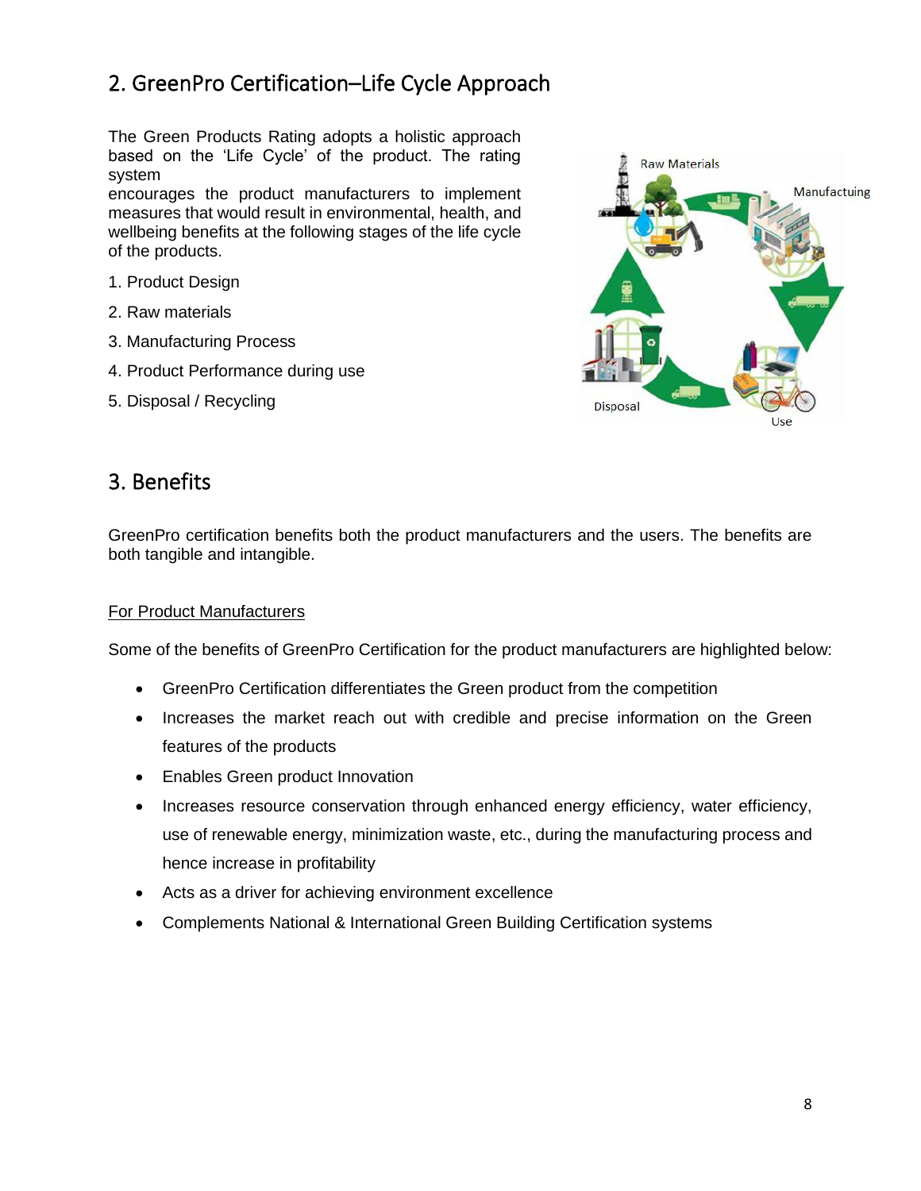## 2. GreenPro Certification–Life Cycle Approach

The Green Products Rating adopts a holistic approach based on the 'Life Cycle' of the product. The rating system encourages the product manufacturers to implement measures that would result in environmental, health, and wellbeing benefits at the following stages of the life cycle of the products.

1. Product Design
2. Raw materials
3. Manufacturing Process
4. Product Performance during use
5. Disposal / Recycling

## 3. Benefits

GreenPro certification benefits both the product manufacturers and the users. The benefits are both tangible and intangible.

For Product Manufacturers

Some of the benefits of GreenPro Certification for the product manufacturers are highlighted below:

- GreenPro Certification differentiates the Green product from the competition
- Increases the market reach out with credible and precise information on the Green features of the products
- Enables Green product Innovation
- Increases resource conservation through enhanced energy efficiency, water efficiency, use of renewable energy, minimization waste, etc., during the manufacturing process and hence increase in profitability
- Acts as a driver for achieving environment excellence
- Complements National & International Green Building Certification systems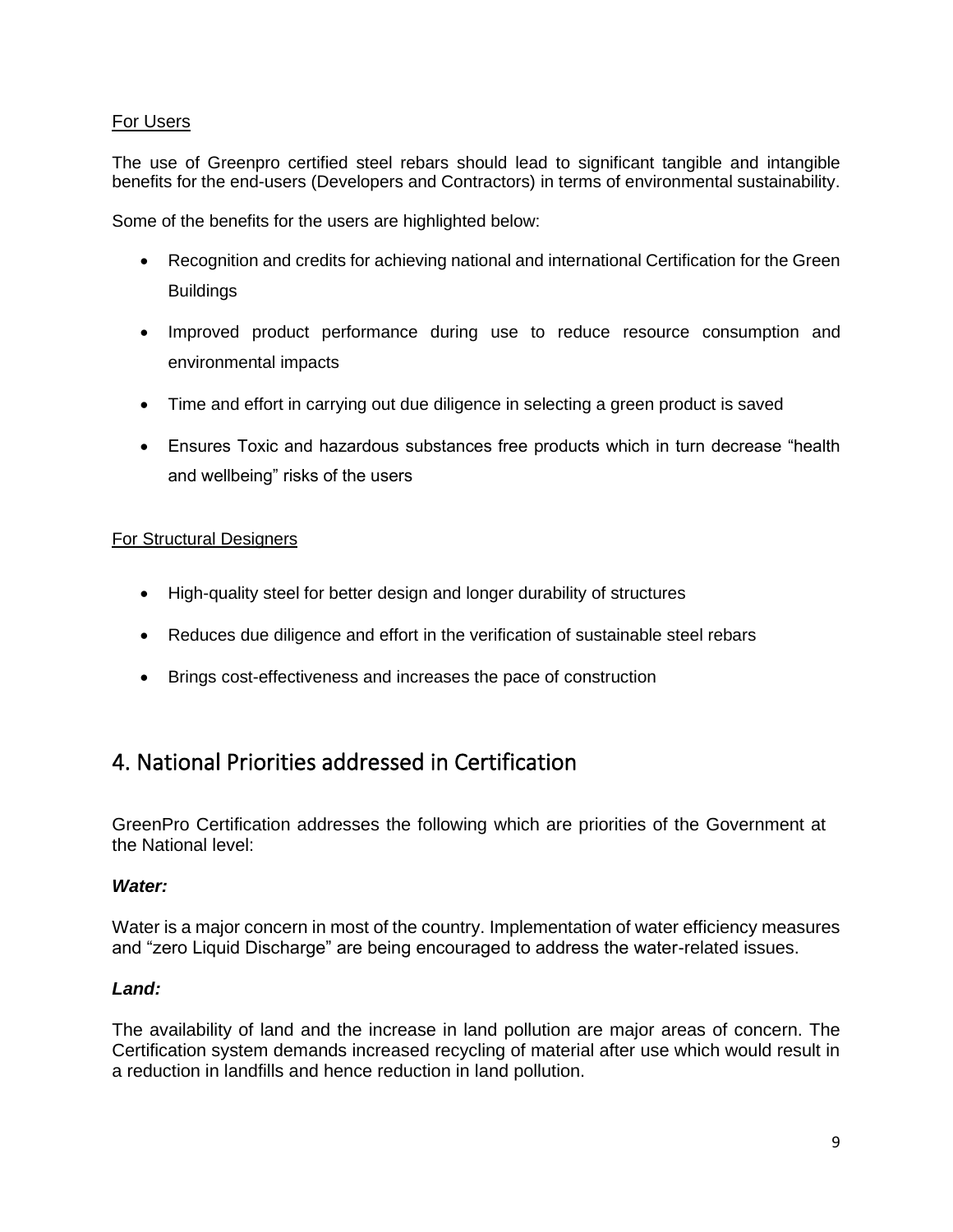For Users

The use of Greenpro certified steel rebars should lead to significant tangible and intangible benefits for the end-users (Developers and Contractors) in terms of environmental sustainability.

Some of the benefits for the users are highlighted below:

- Recognition and credits for achieving national and international Certification for the Green Buildings
- Improved product performance during use to reduce resource consumption and environmental impacts
- Time and effort in carrying out due diligence in selecting a green product is saved
- Ensures Toxic and hazardous substances free products which in turn decrease “health and wellbeing” risks of the users

For Structural Designers

- High-quality steel for better design and longer durability of structures
- Reduces due diligence and effort in the verification of sustainable steel rebars
- Brings cost-effectiveness and increases the pace of construction

## 4. National Priorities addressed in Certification

GreenPro Certification addresses the following which are priorities of the Government at the National level:

***Water:***

Water is a major concern in most of the country. Implementation of water efficiency measures and “zero Liquid Discharge” are being encouraged to address the water-related issues.

***Land:***

The availability of land and the increase in land pollution are major areas of concern. The Certification system demands increased recycling of material after use which would result in a reduction in landfills and hence reduction in land pollution.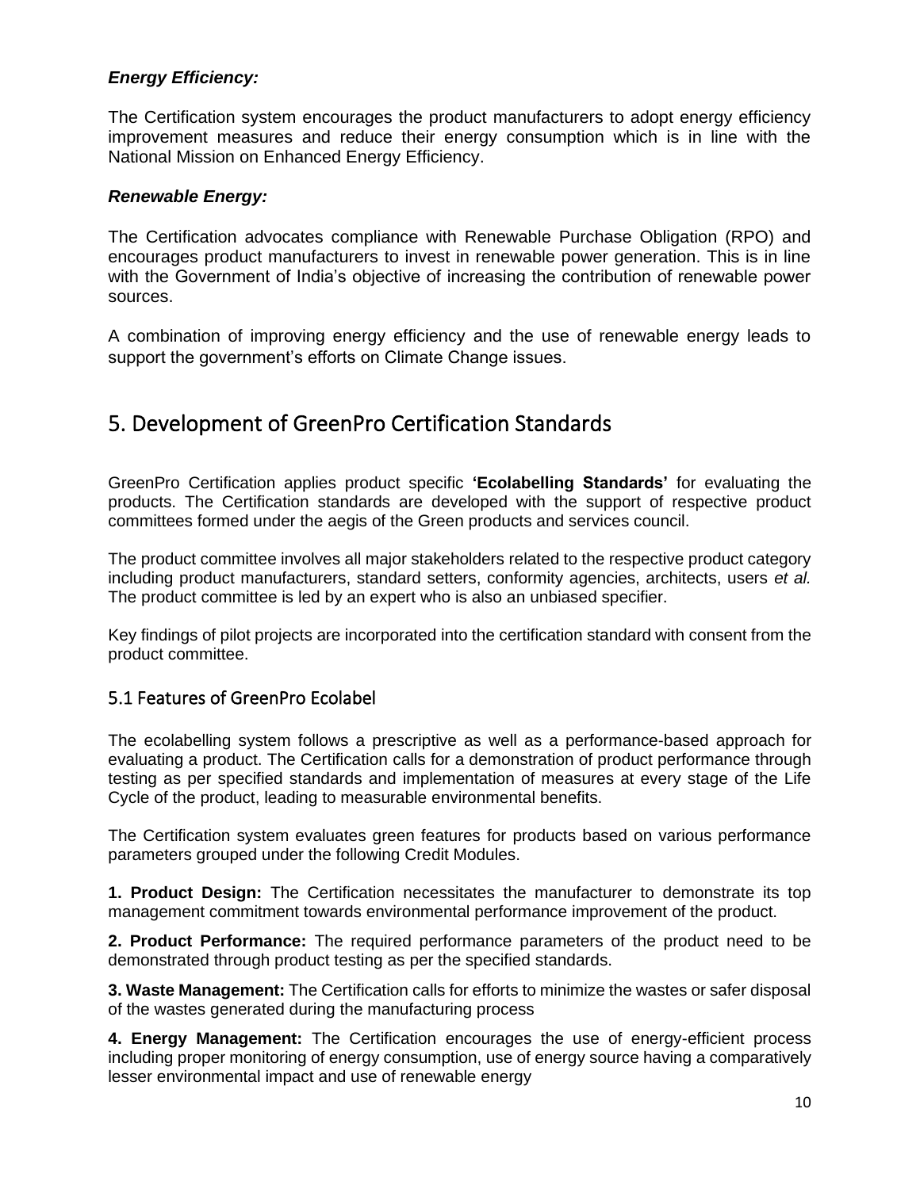***Energy Efficiency:***

The Certification system encourages the product manufacturers to adopt energy efficiency improvement measures and reduce their energy consumption which is in line with the National Mission on Enhanced Energy Efficiency.

***Renewable Energy:***

The Certification advocates compliance with Renewable Purchase Obligation (RPO) and encourages product manufacturers to invest in renewable power generation. This is in line with the Government of India's objective of increasing the contribution of renewable power sources.

A combination of improving energy efficiency and the use of renewable energy leads to support the government's efforts on Climate Change issues.

## 5. Development of GreenPro Certification Standards

GreenPro Certification applies product specific **'Ecolabelling Standards'** for evaluating the products. The Certification standards are developed with the support of respective product committees formed under the aegis of the Green products and services council.

The product committee involves all major stakeholders related to the respective product category including product manufacturers, standard setters, conformity agencies, architects, users *et al.* The product committee is led by an expert who is also an unbiased specifier.

Key findings of pilot projects are incorporated into the certification standard with consent from the product committee.

### 5.1 Features of GreenPro Ecolabel

The ecolabelling system follows a prescriptive as well as a performance-based approach for evaluating a product. The Certification calls for a demonstration of product performance through testing as per specified standards and implementation of measures at every stage of the Life Cycle of the product, leading to measurable environmental benefits.

The Certification system evaluates green features for products based on various performance parameters grouped under the following Credit Modules.

**1. Product Design:** The Certification necessitates the manufacturer to demonstrate its top management commitment towards environmental performance improvement of the product.

**2. Product Performance:** The required performance parameters of the product need to be demonstrated through product testing as per the specified standards.

**3. Waste Management:** The Certification calls for efforts to minimize the wastes or safer disposal of the wastes generated during the manufacturing process

**4. Energy Management:** The Certification encourages the use of energy-efficient process including proper monitoring of energy consumption, use of energy source having a comparatively lesser environmental impact and use of renewable energy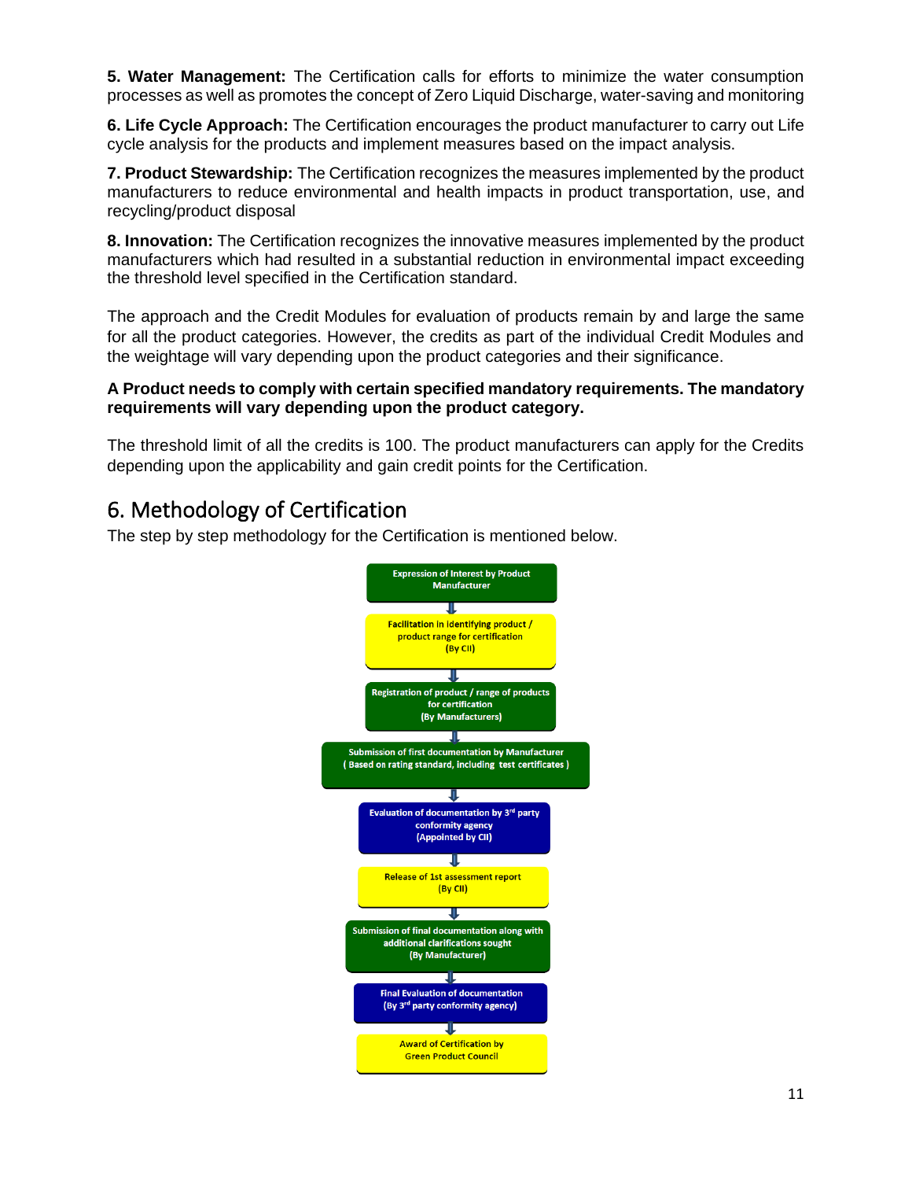**5. Water Management:** The Certification calls for efforts to minimize the water consumption processes as well as promotes the concept of Zero Liquid Discharge, water-saving and monitoring

**6. Life Cycle Approach:** The Certification encourages the product manufacturer to carry out Life cycle analysis for the products and implement measures based on the impact analysis.

**7. Product Stewardship:** The Certification recognizes the measures implemented by the product manufacturers to reduce environmental and health impacts in product transportation, use, and recycling/product disposal

**8. Innovation:** The Certification recognizes the innovative measures implemented by the product manufacturers which had resulted in a substantial reduction in environmental impact exceeding the threshold level specified in the Certification standard.

The approach and the Credit Modules for evaluation of products remain by and large the same for all the product categories. However, the credits as part of the individual Credit Modules and the weightage will vary depending upon the product categories and their significance.

**A Product needs to comply with certain specified mandatory requirements. The mandatory requirements will vary depending upon the product category.**

The threshold limit of all the credits is 100. The product manufacturers can apply for the Credits depending upon the applicability and gain credit points for the Certification.

## 6. Methodology of Certification

The step by step methodology for the Certification is mentioned below.

Expression of Interest by Product Manufacturer

↓

Facilitation in identifying product / product range for certification (By CII)

↓

Registration of product / range of products for certification (By Manufacturers)

↓

Submission of first documentation by Manufacturer ( Based on rating standard, including test certificates )

↓

Evaluation of documentation by 3rd party conformity agency (Appointed by CII)

↓

Release of 1st assessment report (By CII)

↓

Submission of final documentation along with additional clarifications sought (By Manufacturer)

↓

Final Evaluation of documentation (By 3rd party conformity agency)

↓

Award of Certification by Green Product Council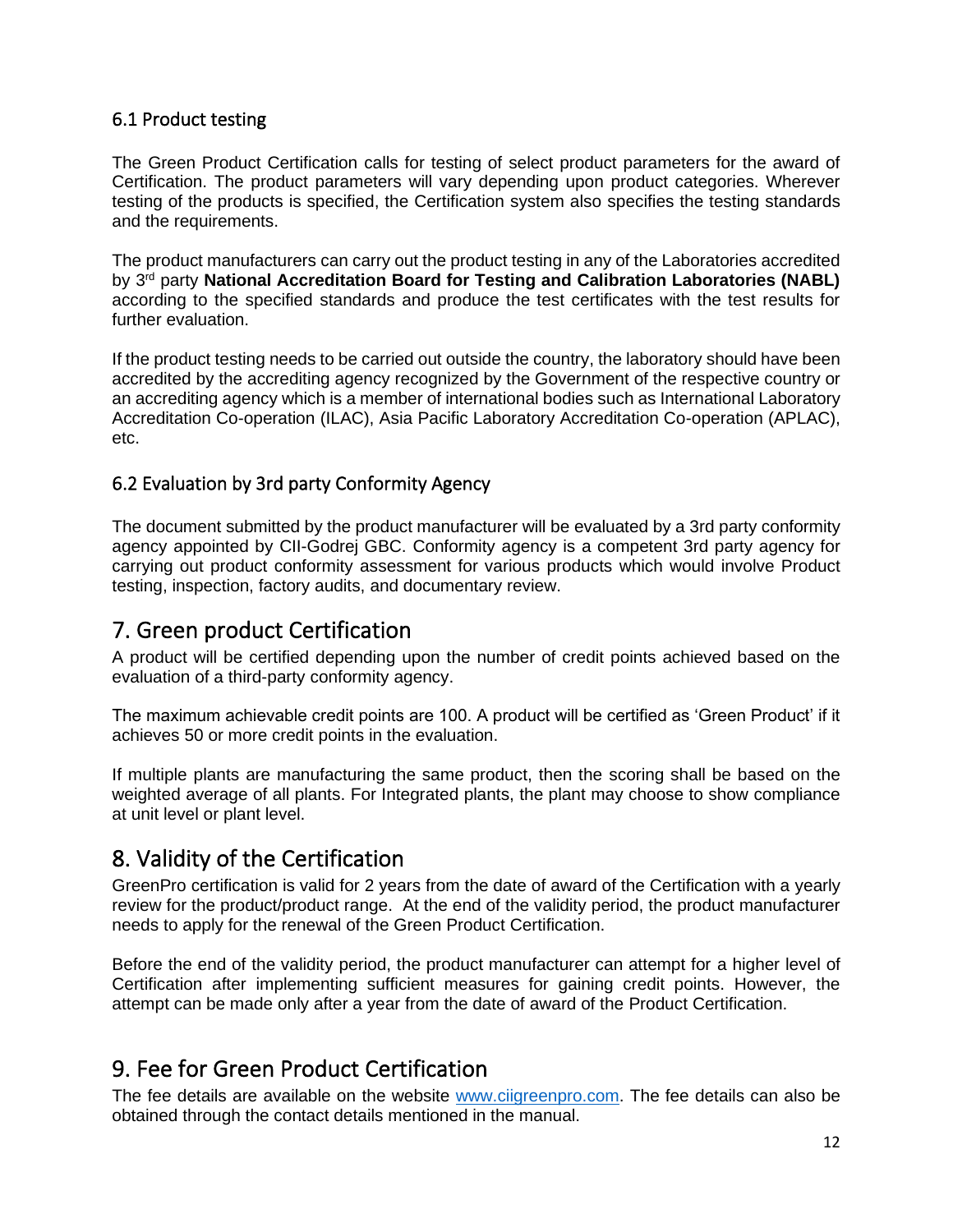### 6.1 Product testing

The Green Product Certification calls for testing of select product parameters for the award of Certification. The product parameters will vary depending upon product categories. Wherever testing of the products is specified, the Certification system also specifies the testing standards and the requirements.

The product manufacturers can carry out the product testing in any of the Laboratories accredited by 3rd party **National Accreditation Board for Testing and Calibration Laboratories (NABL)** according to the specified standards and produce the test certificates with the test results for further evaluation.

If the product testing needs to be carried out outside the country, the laboratory should have been accredited by the accrediting agency recognized by the Government of the respective country or an accrediting agency which is a member of international bodies such as International Laboratory Accreditation Co-operation (ILAC), Asia Pacific Laboratory Accreditation Co-operation (APLAC), etc.

### 6.2 Evaluation by 3rd party Conformity Agency

The document submitted by the product manufacturer will be evaluated by a 3rd party conformity agency appointed by CII-Godrej GBC. Conformity agency is a competent 3rd party agency for carrying out product conformity assessment for various products which would involve Product testing, inspection, factory audits, and documentary review.

## 7. Green product Certification

A product will be certified depending upon the number of credit points achieved based on the evaluation of a third-party conformity agency.

The maximum achievable credit points are 100. A product will be certified as 'Green Product' if it achieves 50 or more credit points in the evaluation.

If multiple plants are manufacturing the same product, then the scoring shall be based on the weighted average of all plants. For Integrated plants, the plant may choose to show compliance at unit level or plant level.

## 8. Validity of the Certification

GreenPro certification is valid for 2 years from the date of award of the Certification with a yearly review for the product/product range. At the end of the validity period, the product manufacturer needs to apply for the renewal of the Green Product Certification.

Before the end of the validity period, the product manufacturer can attempt for a higher level of Certification after implementing sufficient measures for gaining credit points. However, the attempt can be made only after a year from the date of award of the Product Certification.

## 9. Fee for Green Product Certification

The fee details are available on the website [www.ciigreenpro.com](www.ciigreenpro.com). The fee details can also be obtained through the contact details mentioned in the manual.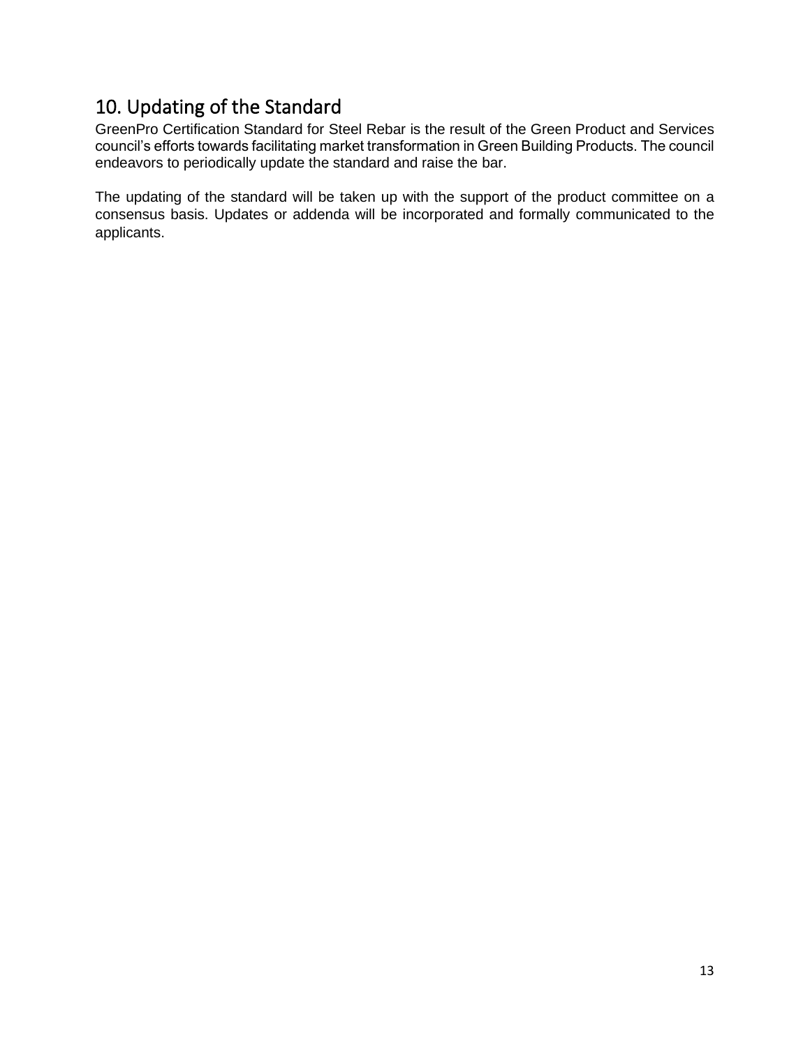## 10. Updating of the Standard

GreenPro Certification Standard for Steel Rebar is the result of the Green Product and Services council's efforts towards facilitating market transformation in Green Building Products. The council endeavors to periodically update the standard and raise the bar.

The updating of the standard will be taken up with the support of the product committee on a consensus basis. Updates or addenda will be incorporated and formally communicated to the applicants.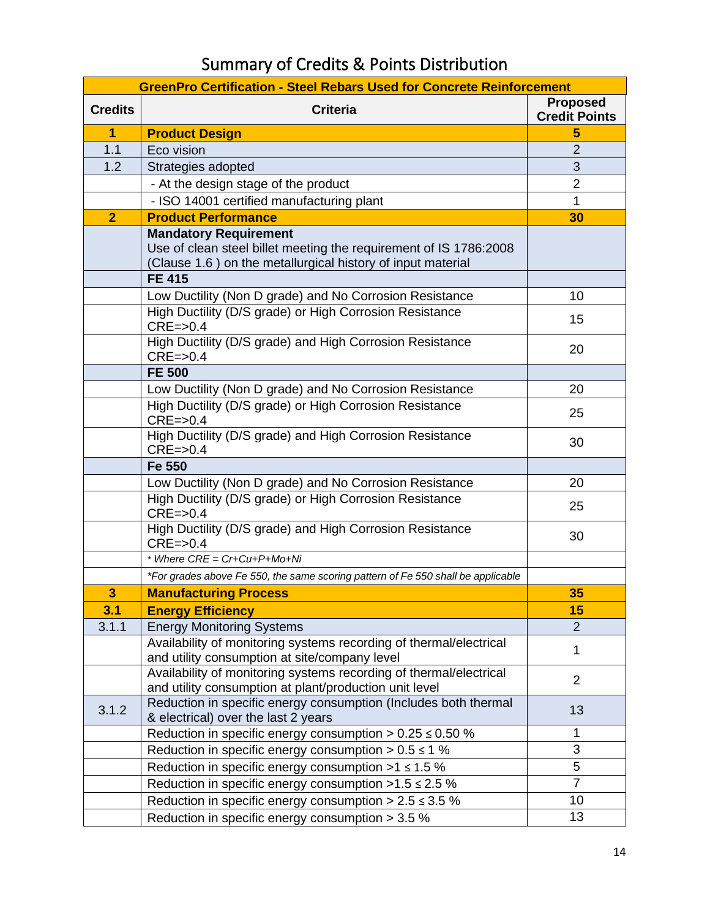# Summary of Credits & Points Distribution

| GreenPro Certification - Steel Rebars Used for Concrete Reinforcement | | |
|---|---|---|
| **Credits** | **Criteria** | **Proposed Credit Points** |
| **1** | **Product Design** | **5** |
| 1.1 | Eco vision | 2 |
| 1.2 | Strategies adopted | 3 |
| | - At the design stage of the product | 2 |
| | - ISO 14001 certified manufacturing plant | 1 |
| **2** | **Product Performance** | **30** |
| | **Mandatory Requirement** Use of clean steel billet meeting the requirement of IS 1786:2008 (Clause 1.6 ) on the metallurgical history of input material | |
| | **FE 415** | |
| | Low Ductility (Non D grade) and No Corrosion Resistance | 10 |
| | High Ductility (D/S grade) or High Corrosion Resistance CRE=>0.4 | 15 |
| | High Ductility (D/S grade) and High Corrosion Resistance CRE=>0.4 | 20 |
| | **FE 500** | |
| | Low Ductility (Non D grade) and No Corrosion Resistance | 20 |
| | High Ductility (D/S grade) or High Corrosion Resistance CRE=>0.4 | 25 |
| | High Ductility (D/S grade) and High Corrosion Resistance CRE=>0.4 | 30 |
| | **Fe 550** | |
| | Low Ductility (Non D grade) and No Corrosion Resistance | 20 |
| | High Ductility (D/S grade) or High Corrosion Resistance CRE=>0.4 | 25 |
| | High Ductility (D/S grade) and High Corrosion Resistance CRE=>0.4 | 30 |
| | *\* Where CRE = Cr+Cu+P+Mo+Ni* | |
| | *\*For grades above Fe 550, the same scoring pattern of Fe 550 shall be applicable* | |
| **3** | **Manufacturing Process** | **35** |
| **3.1** | **Energy Efficiency** | **15** |
| 3.1.1 | Energy Monitoring Systems | 2 |
| | Availability of monitoring systems recording of thermal/electrical and utility consumption at site/company level | 1 |
| | Availability of monitoring systems recording of thermal/electrical and utility consumption at plant/production unit level | 2 |
| 3.1.2 | Reduction in specific energy consumption (Includes both thermal & electrical) over the last 2 years | 13 |
| | Reduction in specific energy consumption > 0.25 ≤ 0.50 % | 1 |
| | Reduction in specific energy consumption > 0.5 ≤ 1 % | 3 |
| | Reduction in specific energy consumption >1 ≤ 1.5 % | 5 |
| | Reduction in specific energy consumption >1.5 ≤ 2.5 % | 7 |
| | Reduction in specific energy consumption > 2.5 ≤ 3.5 % | 10 |
| | Reduction in specific energy consumption > 3.5 % | 13 |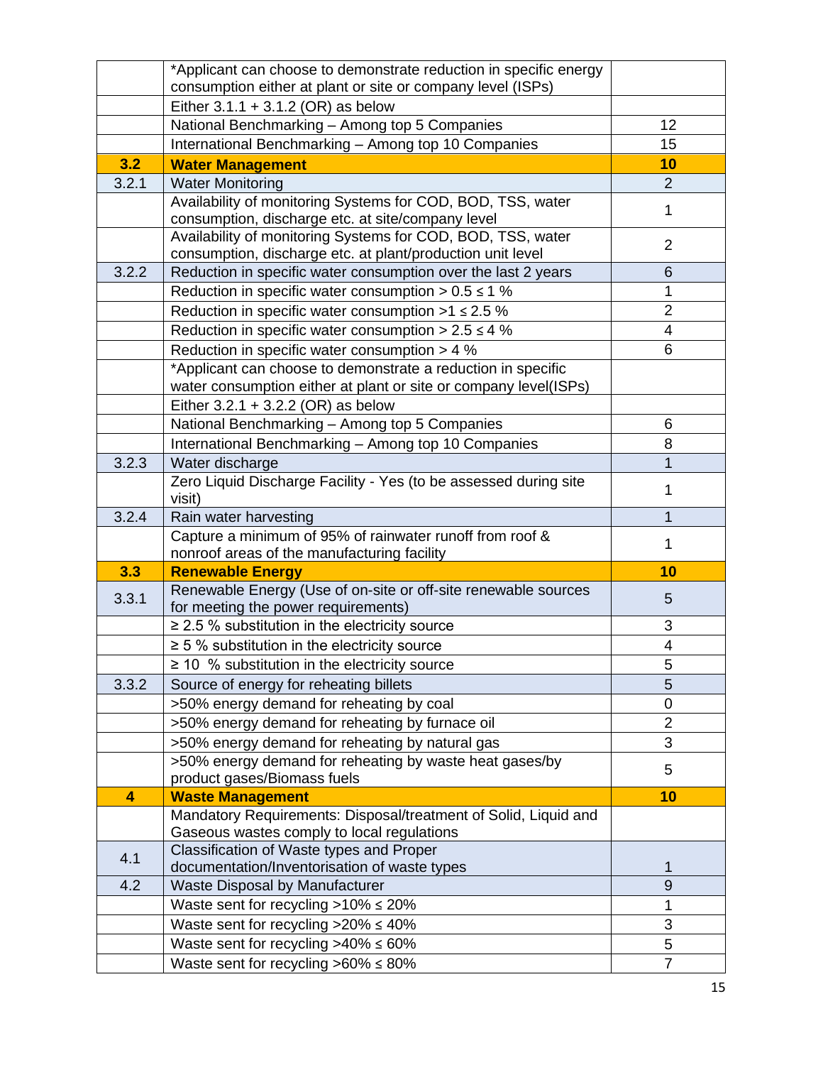| | | |
|---|---|---|
| | *Applicant can choose to demonstrate reduction in specific energy consumption either at plant or site or company level (ISPs) | |
| | Either 3.1.1 + 3.1.2 (OR) as below | |
| | National Benchmarking – Among top 5 Companies | 12 |
| | International Benchmarking – Among top 10 Companies | 15 |
| **3.2** | **Water Management** | **10** |
| 3.2.1 | Water Monitoring | 2 |
| | Availability of monitoring Systems for COD, BOD, TSS, water consumption, discharge etc. at site/company level | 1 |
| | Availability of monitoring Systems for COD, BOD, TSS, water consumption, discharge etc. at plant/production unit level | 2 |
| 3.2.2 | Reduction in specific water consumption over the last 2 years | 6 |
| | Reduction in specific water consumption > 0.5 ≤ 1 % | 1 |
| | Reduction in specific water consumption >1 ≤ 2.5 % | 2 |
| | Reduction in specific water consumption > 2.5 ≤ 4 % | 4 |
| | Reduction in specific water consumption > 4 % | 6 |
| | *Applicant can choose to demonstrate a reduction in specific water consumption either at plant or site or company level(ISPs) | |
| | Either 3.2.1 + 3.2.2 (OR) as below | |
| | National Benchmarking – Among top 5 Companies | 6 |
| | International Benchmarking – Among top 10 Companies | 8 |
| 3.2.3 | Water discharge | 1 |
| | Zero Liquid Discharge Facility - Yes (to be assessed during site visit) | 1 |
| 3.2.4 | Rain water harvesting | 1 |
| | Capture a minimum of 95% of rainwater runoff from roof & nonroof areas of the manufacturing facility | 1 |
| **3.3** | **Renewable Energy** | **10** |
| 3.3.1 | Renewable Energy (Use of on-site or off-site renewable sources for meeting the power requirements) | 5 |
| | ≥ 2.5 % substitution in the electricity source | 3 |
| | ≥ 5 % substitution in the electricity source | 4 |
| | ≥ 10 % substitution in the electricity source | 5 |
| 3.3.2 | Source of energy for reheating billets | 5 |
| | >50% energy demand for reheating by coal | 0 |
| | >50% energy demand for reheating by furnace oil | 2 |
| | >50% energy demand for reheating by natural gas | 3 |
| | >50% energy demand for reheating by waste heat gases/by product gases/Biomass fuels | 5 |
| **4** | **Waste Management** | **10** |
| | Mandatory Requirements: Disposal/treatment of Solid, Liquid and Gaseous wastes comply to local regulations | |
| 4.1 | Classification of Waste types and Proper documentation/Inventorisation of waste types | 1 |
| 4.2 | Waste Disposal by Manufacturer | 9 |
| | Waste sent for recycling >10% ≤ 20% | 1 |
| | Waste sent for recycling >20% ≤ 40% | 3 |
| | Waste sent for recycling >40% ≤ 60% | 5 |
| | Waste sent for recycling >60% ≤ 80% | 7 |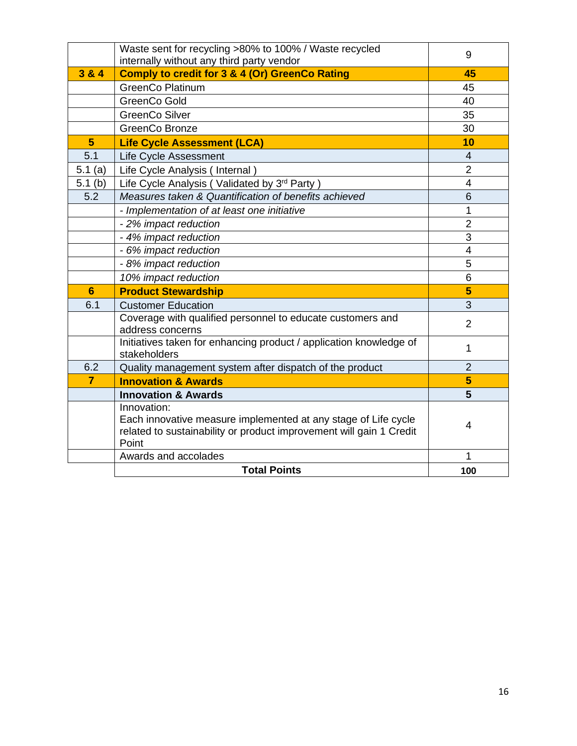|  |  |  |
|---|---|---|
|  | Waste sent for recycling >80% to 100% / Waste recycled internally without any third party vendor | 9 |
| **3 & 4** | **Comply to credit for 3 & 4 (Or) GreenCo Rating** | **45** |
|  | GreenCo Platinum | 45 |
|  | GreenCo Gold | 40 |
|  | GreenCo Silver | 35 |
|  | GreenCo Bronze | 30 |
| **5** | **Life Cycle Assessment (LCA)** | **10** |
| 5.1 | Life Cycle Assessment | 4 |
| 5.1 (a) | Life Cycle Analysis ( Internal ) | 2 |
| 5.1 (b) | Life Cycle Analysis ( Validated by 3rd Party ) | 4 |
| 5.2 | *Measures taken & Quantification of benefits achieved* | 6 |
|  | *- Implementation of at least one initiative* | 1 |
|  | *- 2% impact reduction* | 2 |
|  | *- 4% impact reduction* | 3 |
|  | *- 6% impact reduction* | 4 |
|  | *- 8% impact reduction* | 5 |
|  | *10% impact reduction* | 6 |
| **6** | **Product Stewardship** | **5** |
| 6.1 | Customer Education | 3 |
|  | Coverage with qualified personnel to educate customers and address concerns | 2 |
|  | Initiatives taken for enhancing product / application knowledge of stakeholders | 1 |
| 6.2 | Quality management system after dispatch of the product | 2 |
| **7** | **Innovation & Awards** | **5** |
|  | **Innovation & Awards** | **5** |
|  | Innovation:<br>Each innovative measure implemented at any stage of Life cycle related to sustainability or product improvement will gain 1 Credit Point | 4 |
|  | Awards and accolades | 1 |
|  | **Total Points** | **100** |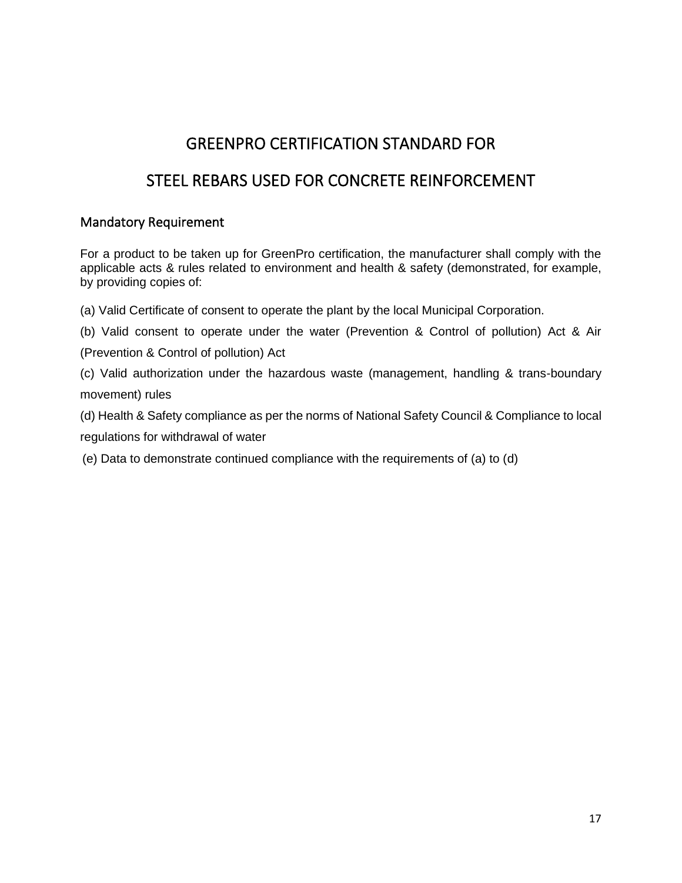# GREENPRO CERTIFICATION STANDARD FOR

# STEEL REBARS USED FOR CONCRETE REINFORCEMENT

## Mandatory Requirement

For a product to be taken up for GreenPro certification, the manufacturer shall comply with the applicable acts & rules related to environment and health & safety (demonstrated, for example, by providing copies of:

(a) Valid Certificate of consent to operate the plant by the local Municipal Corporation.

(b) Valid consent to operate under the water (Prevention & Control of pollution) Act & Air (Prevention & Control of pollution) Act

(c) Valid authorization under the hazardous waste (management, handling & trans-boundary movement) rules

(d) Health & Safety compliance as per the norms of National Safety Council & Compliance to local regulations for withdrawal of water

(e) Data to demonstrate continued compliance with the requirements of (a) to (d)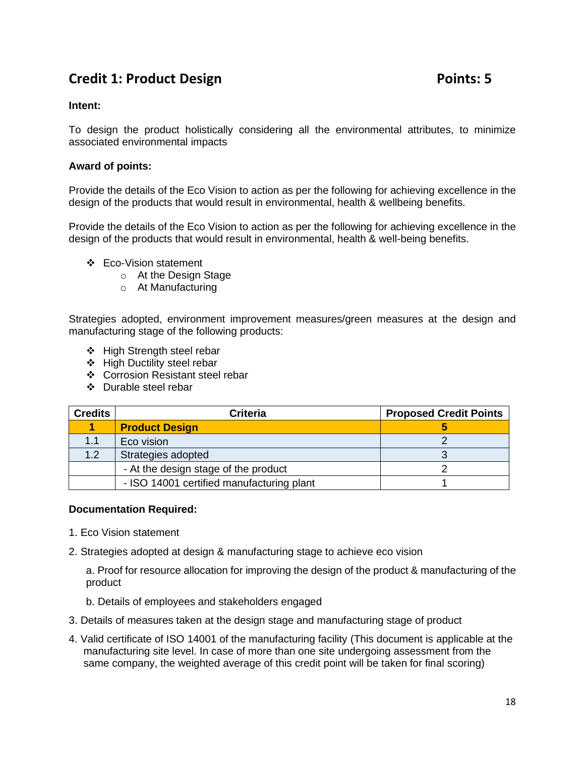## Credit 1: Product Design **Points: 5**

**Intent:**

To design the product holistically considering all the environmental attributes, to minimize associated environmental impacts

**Award of points:**

Provide the details of the Eco Vision to action as per the following for achieving excellence in the design of the products that would result in environmental, health & wellbeing benefits.

Provide the details of the Eco Vision to action as per the following for achieving excellence in the design of the products that would result in environmental, health & well-being benefits.

- Eco-Vision statement
  - At the Design Stage
  - At Manufacturing

Strategies adopted, environment improvement measures/green measures at the design and manufacturing stage of the following products:

- High Strength steel rebar
- High Ductility steel rebar
- Corrosion Resistant steel rebar
- Durable steel rebar

| Credits | Criteria | Proposed Credit Points |
|---|---|---|
| **1** | **Product Design** | **5** |
| 1.1 | Eco vision | 2 |
| 1.2 | Strategies adopted | 3 |
| | - At the design stage of the product | 2 |
| | - ISO 14001 certified manufacturing plant | 1 |

**Documentation Required:**

1. Eco Vision statement
2. Strategies adopted at design & manufacturing stage to achieve eco vision

   a. Proof for resource allocation for improving the design of the product & manufacturing of the product

   b. Details of employees and stakeholders engaged
3. Details of measures taken at the design stage and manufacturing stage of product
4. Valid certificate of ISO 14001 of the manufacturing facility (This document is applicable at the manufacturing site level. In case of more than one site undergoing assessment from the same company, the weighted average of this credit point will be taken for final scoring)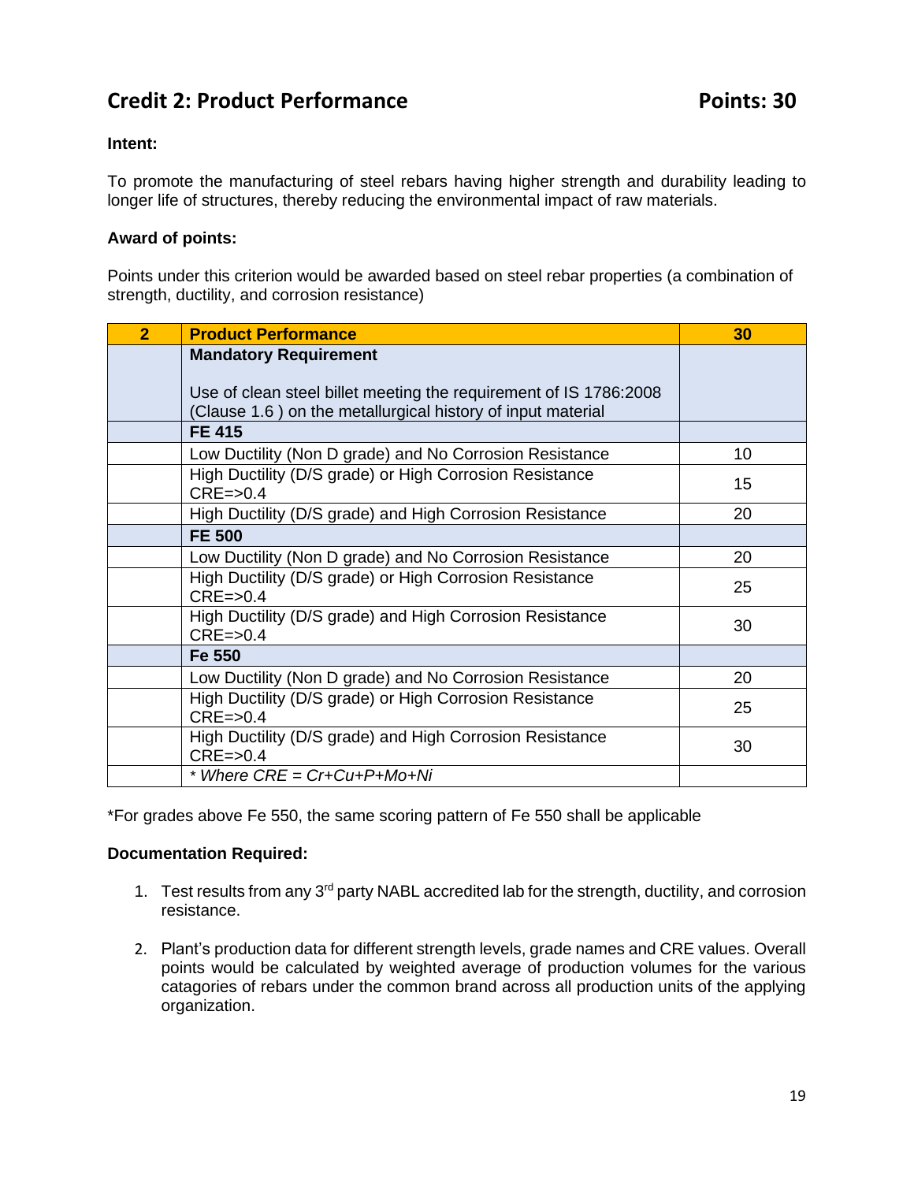## Credit 2: Product Performance Points: 30

**Intent:**

To promote the manufacturing of steel rebars having higher strength and durability leading to longer life of structures, thereby reducing the environmental impact of raw materials.

**Award of points:**

Points under this criterion would be awarded based on steel rebar properties (a combination of strength, ductility, and corrosion resistance)

| 2 | Product Performance | 30 |
|---|---|---|
| | **Mandatory Requirement**<br><br>Use of clean steel billet meeting the requirement of IS 1786:2008 (Clause 1.6 ) on the metallurgical history of input material | |
| | **FE 415** | |
| | Low Ductility (Non D grade) and No Corrosion Resistance | 10 |
| | High Ductility (D/S grade) or High Corrosion Resistance CRE=>0.4 | 15 |
| | High Ductility (D/S grade) and High Corrosion Resistance | 20 |
| | **FE 500** | |
| | Low Ductility (Non D grade) and No Corrosion Resistance | 20 |
| | High Ductility (D/S grade) or High Corrosion Resistance CRE=>0.4 | 25 |
| | High Ductility (D/S grade) and High Corrosion Resistance CRE=>0.4 | 30 |
| | **Fe 550** | |
| | Low Ductility (Non D grade) and No Corrosion Resistance | 20 |
| | High Ductility (D/S grade) or High Corrosion Resistance CRE=>0.4 | 25 |
| | High Ductility (D/S grade) and High Corrosion Resistance CRE=>0.4 | 30 |
| | * *Where CRE = Cr+Cu+P+Mo+Ni* | |

*For grades above Fe 550, the same scoring pattern of Fe 550 shall be applicable

**Documentation Required:**

1. Test results from any 3rd party NABL accredited lab for the strength, ductility, and corrosion resistance.
2. Plant's production data for different strength levels, grade names and CRE values. Overall points would be calculated by weighted average of production volumes for the various catagories of rebars under the common brand across all production units of the applying organization.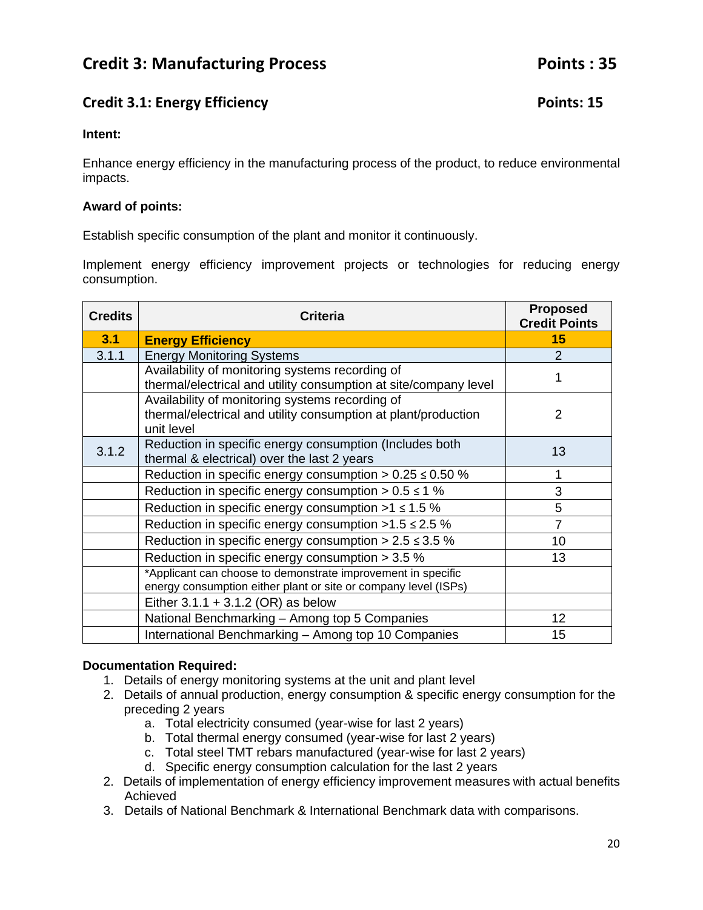## Credit 3: Manufacturing Process — Points : 35

### Credit 3.1: Energy Efficiency — Points: 15

**Intent:**

Enhance energy efficiency in the manufacturing process of the product, to reduce environmental impacts.

**Award of points:**

Establish specific consumption of the plant and monitor it continuously.

Implement energy efficiency improvement projects or technologies for reducing energy consumption.

| Credits | Criteria | Proposed Credit Points |
|---|---|---|
| **3.1** | **Energy Efficiency** | **15** |
| 3.1.1 | Energy Monitoring Systems | 2 |
| | Availability of monitoring systems recording of thermal/electrical and utility consumption at site/company level | 1 |
| | Availability of monitoring systems recording of thermal/electrical and utility consumption at plant/production unit level | 2 |
| 3.1.2 | Reduction in specific energy consumption (Includes both thermal & electrical) over the last 2 years | 13 |
| | Reduction in specific energy consumption > 0.25 ≤ 0.50 % | 1 |
| | Reduction in specific energy consumption > 0.5 ≤ 1 % | 3 |
| | Reduction in specific energy consumption >1 ≤ 1.5 % | 5 |
| | Reduction in specific energy consumption >1.5 ≤ 2.5 % | 7 |
| | Reduction in specific energy consumption > 2.5 ≤ 3.5 % | 10 |
| | Reduction in specific energy consumption > 3.5 % | 13 |
| | *Applicant can choose to demonstrate improvement in specific energy consumption either plant or site or company level (ISPs) | |
| | Either 3.1.1 + 3.1.2 (OR) as below | |
| | National Benchmarking – Among top 5 Companies | 12 |
| | International Benchmarking – Among top 10 Companies | 15 |

**Documentation Required:**

1. Details of energy monitoring systems at the unit and plant level
2. Details of annual production, energy consumption & specific energy consumption for the preceding 2 years
   a. Total electricity consumed (year-wise for last 2 years)
   b. Total thermal energy consumed (year-wise for last 2 years)
   c. Total steel TMT rebars manufactured (year-wise for last 2 years)
   d. Specific energy consumption calculation for the last 2 years
2. Details of implementation of energy efficiency improvement measures with actual benefits Achieved
3. Details of National Benchmark & International Benchmark data with comparisons.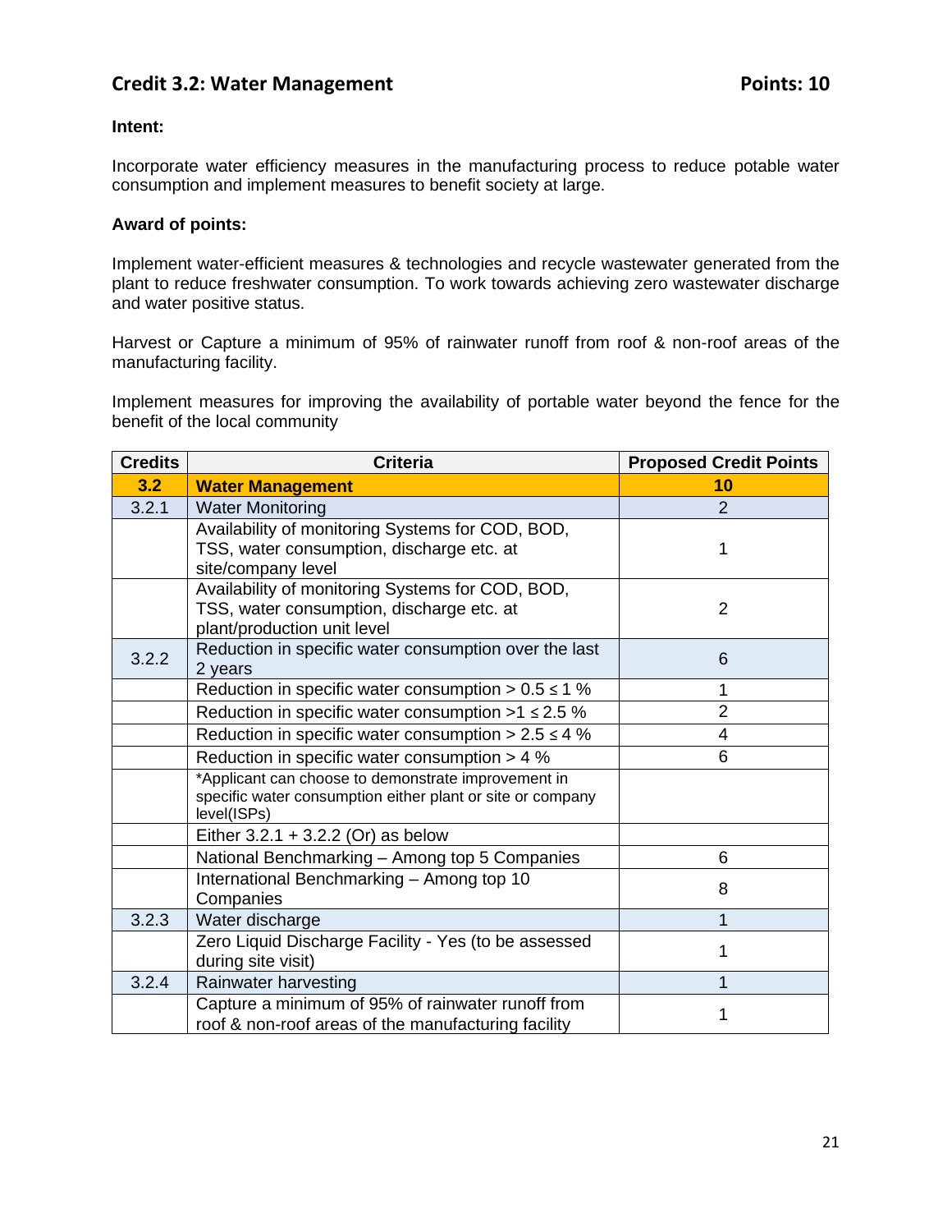## Credit 3.2: Water Management **Points: 10**

**Intent:**

Incorporate water efficiency measures in the manufacturing process to reduce potable water consumption and implement measures to benefit society at large.

**Award of points:**

Implement water-efficient measures & technologies and recycle wastewater generated from the plant to reduce freshwater consumption. To work towards achieving zero wastewater discharge and water positive status.

Harvest or Capture a minimum of 95% of rainwater runoff from roof & non-roof areas of the manufacturing facility.

Implement measures for improving the availability of portable water beyond the fence for the benefit of the local community

| Credits | Criteria | Proposed Credit Points |
|---|---|---|
| **3.2** | **Water Management** | **10** |
| 3.2.1 | Water Monitoring | 2 |
| | Availability of monitoring Systems for COD, BOD, TSS, water consumption, discharge etc. at site/company level | 1 |
| | Availability of monitoring Systems for COD, BOD, TSS, water consumption, discharge etc. at plant/production unit level | 2 |
| 3.2.2 | Reduction in specific water consumption over the last 2 years | 6 |
| | Reduction in specific water consumption > 0.5 ≤ 1 % | 1 |
| | Reduction in specific water consumption >1 ≤ 2.5 % | 2 |
| | Reduction in specific water consumption > 2.5 ≤ 4 % | 4 |
| | Reduction in specific water consumption > 4 % | 6 |
| | *Applicant can choose to demonstrate improvement in specific water consumption either plant or site or company level(ISPs) | |
| | Either 3.2.1 + 3.2.2 (Or) as below | |
| | National Benchmarking – Among top 5 Companies | 6 |
| | International Benchmarking – Among top 10 Companies | 8 |
| 3.2.3 | Water discharge | 1 |
| | Zero Liquid Discharge Facility - Yes (to be assessed during site visit) | 1 |
| 3.2.4 | Rainwater harvesting | 1 |
| | Capture a minimum of 95% of rainwater runoff from roof & non-roof areas of the manufacturing facility | 1 |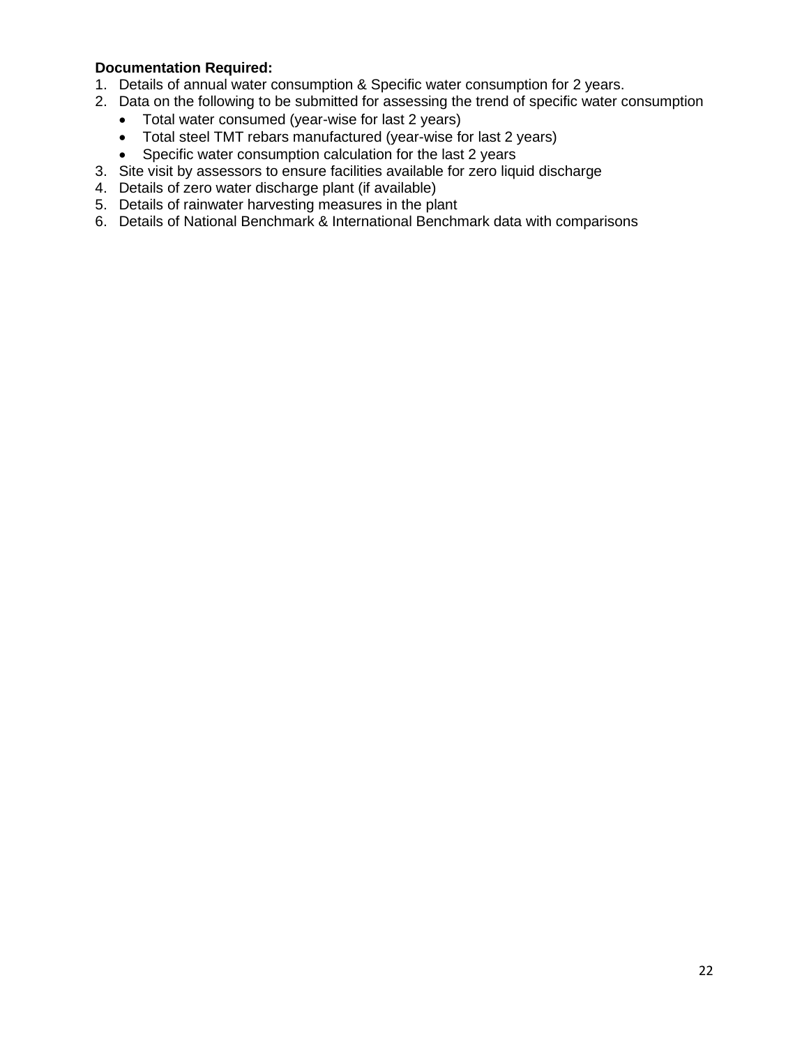**Documentation Required:**

1. Details of annual water consumption & Specific water consumption for 2 years.
2. Data on the following to be submitted for assessing the trend of specific water consumption
   - Total water consumed (year-wise for last 2 years)
   - Total steel TMT rebars manufactured (year-wise for last 2 years)
   - Specific water consumption calculation for the last 2 years
3. Site visit by assessors to ensure facilities available for zero liquid discharge
4. Details of zero water discharge plant (if available)
5. Details of rainwater harvesting measures in the plant
6. Details of National Benchmark & International Benchmark data with comparisons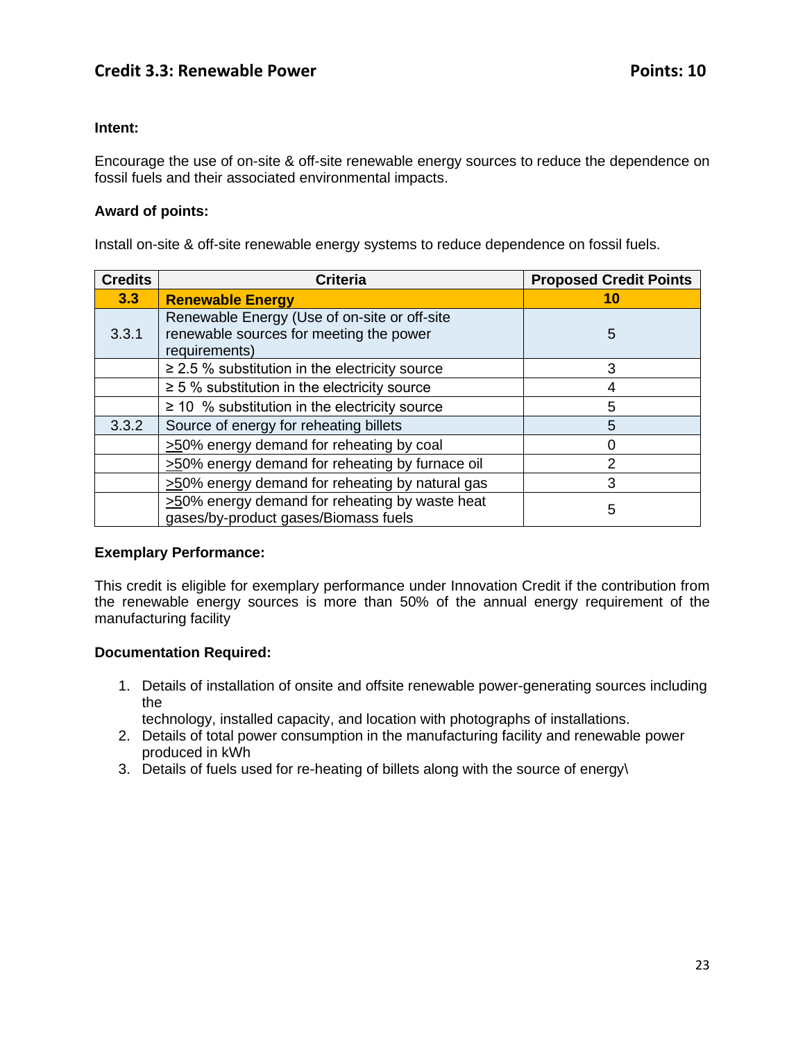## Credit 3.3: Renewable Power **Points: 10**

**Intent:**

Encourage the use of on-site & off-site renewable energy sources to reduce the dependence on fossil fuels and their associated environmental impacts.

**Award of points:**

Install on-site & off-site renewable energy systems to reduce dependence on fossil fuels.

| Credits | Criteria | Proposed Credit Points |
|---|---|---|
| **3.3** | **Renewable Energy** | **10** |
| 3.3.1 | Renewable Energy (Use of on-site or off-site renewable sources for meeting the power requirements) | 5 |
| | ≥ 2.5 % substitution in the electricity source | 3 |
| | ≥ 5 % substitution in the electricity source | 4 |
| | ≥ 10 % substitution in the electricity source | 5 |
| 3.3.2 | Source of energy for reheating billets | 5 |
| | ≥50% energy demand for reheating by coal | 0 |
| | ≥50% energy demand for reheating by furnace oil | 2 |
| | ≥50% energy demand for reheating by natural gas | 3 |
| | ≥50% energy demand for reheating by waste heat gases/by-product gases/Biomass fuels | 5 |

**Exemplary Performance:**

This credit is eligible for exemplary performance under Innovation Credit if the contribution from the renewable energy sources is more than 50% of the annual energy requirement of the manufacturing facility

**Documentation Required:**

1. Details of installation of onsite and offsite renewable power-generating sources including the technology, installed capacity, and location with photographs of installations.
2. Details of total power consumption in the manufacturing facility and renewable power produced in kWh
3. Details of fuels used for re-heating of billets along with the source of energy\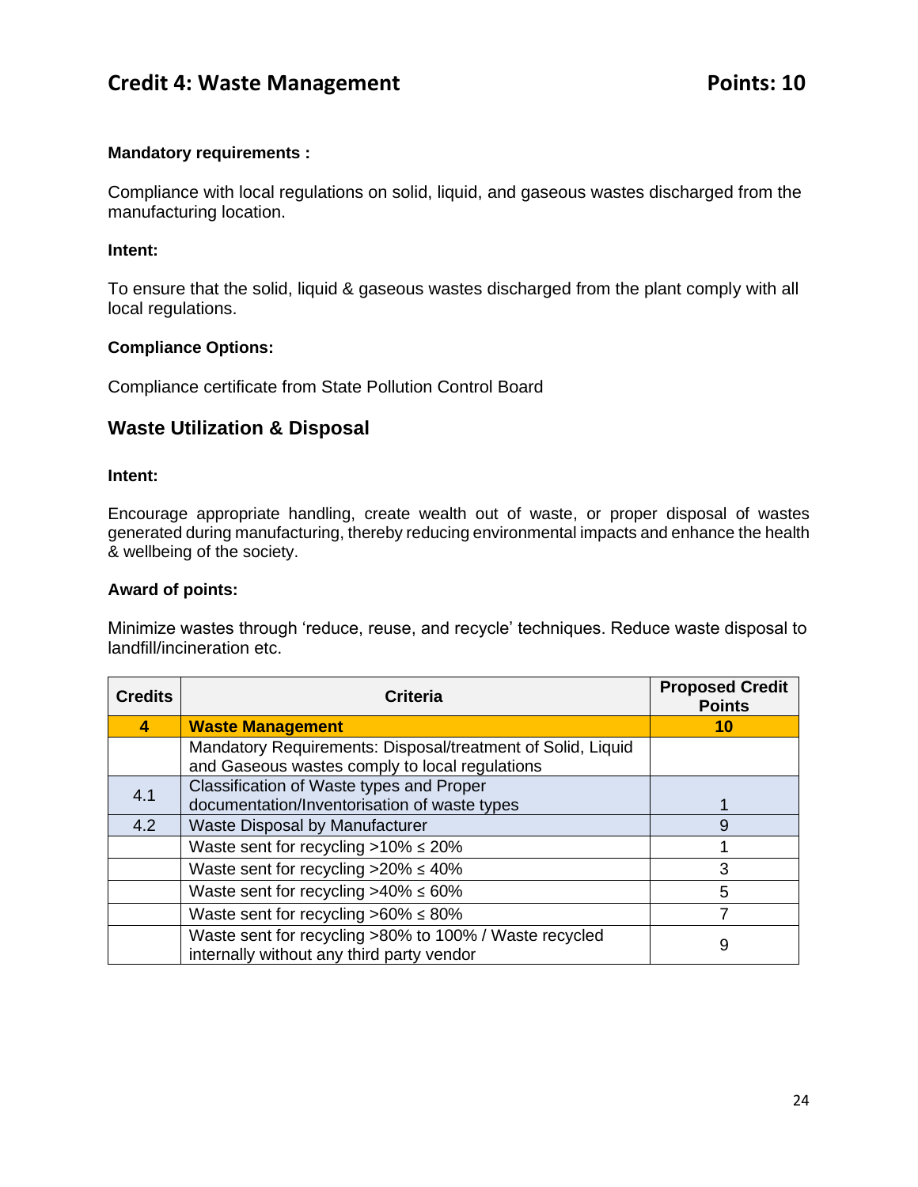## Credit 4: Waste Management **Points: 10**

**Mandatory requirements :**

Compliance with local regulations on solid, liquid, and gaseous wastes discharged from the manufacturing location.

**Intent:**

To ensure that the solid, liquid & gaseous wastes discharged from the plant comply with all local regulations.

**Compliance Options:**

Compliance certificate from State Pollution Control Board

### Waste Utilization & Disposal

**Intent:**

Encourage appropriate handling, create wealth out of waste, or proper disposal of wastes generated during manufacturing, thereby reducing environmental impacts and enhance the health & wellbeing of the society.

**Award of points:**

Minimize wastes through 'reduce, reuse, and recycle' techniques. Reduce waste disposal to landfill/incineration etc.

| Credits | Criteria | Proposed Credit Points |
|---|---|---|
| **4** | **Waste Management** | **10** |
| | Mandatory Requirements: Disposal/treatment of Solid, Liquid and Gaseous wastes comply to local regulations | |
| 4.1 | Classification of Waste types and Proper documentation/Inventorisation of waste types | 1 |
| 4.2 | Waste Disposal by Manufacturer | 9 |
| | Waste sent for recycling >10% ≤ 20% | 1 |
| | Waste sent for recycling >20% ≤ 40% | 3 |
| | Waste sent for recycling >40% ≤ 60% | 5 |
| | Waste sent for recycling >60% ≤ 80% | 7 |
| | Waste sent for recycling >80% to 100% / Waste recycled internally without any third party vendor | 9 |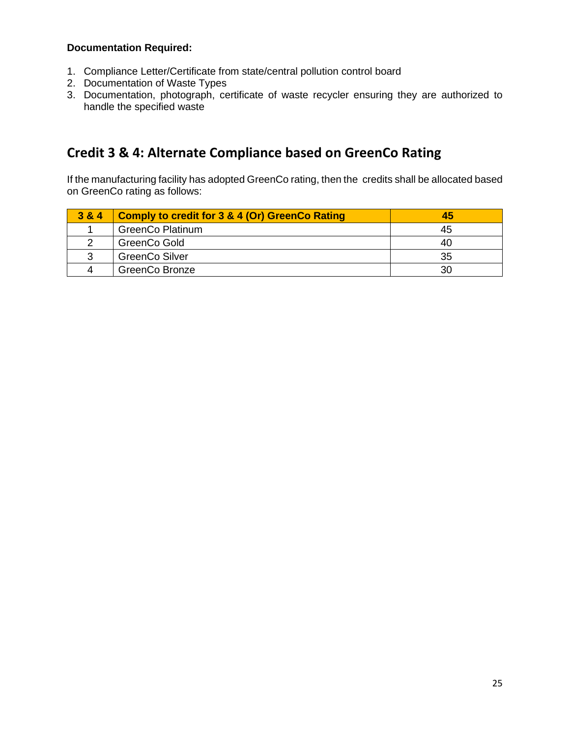**Documentation Required:**

1. Compliance Letter/Certificate from state/central pollution control board
2. Documentation of Waste Types
3. Documentation, photograph, certificate of waste recycler ensuring they are authorized to handle the specified waste

## Credit 3 & 4: Alternate Compliance based on GreenCo Rating

If the manufacturing facility has adopted GreenCo rating, then the credits shall be allocated based on GreenCo rating as follows:

| 3 & 4 | Comply to credit for 3 & 4 (Or) GreenCo Rating | 45 |
|---|---|---|
| 1 | GreenCo Platinum | 45 |
| 2 | GreenCo Gold | 40 |
| 3 | GreenCo Silver | 35 |
| 4 | GreenCo Bronze | 30 |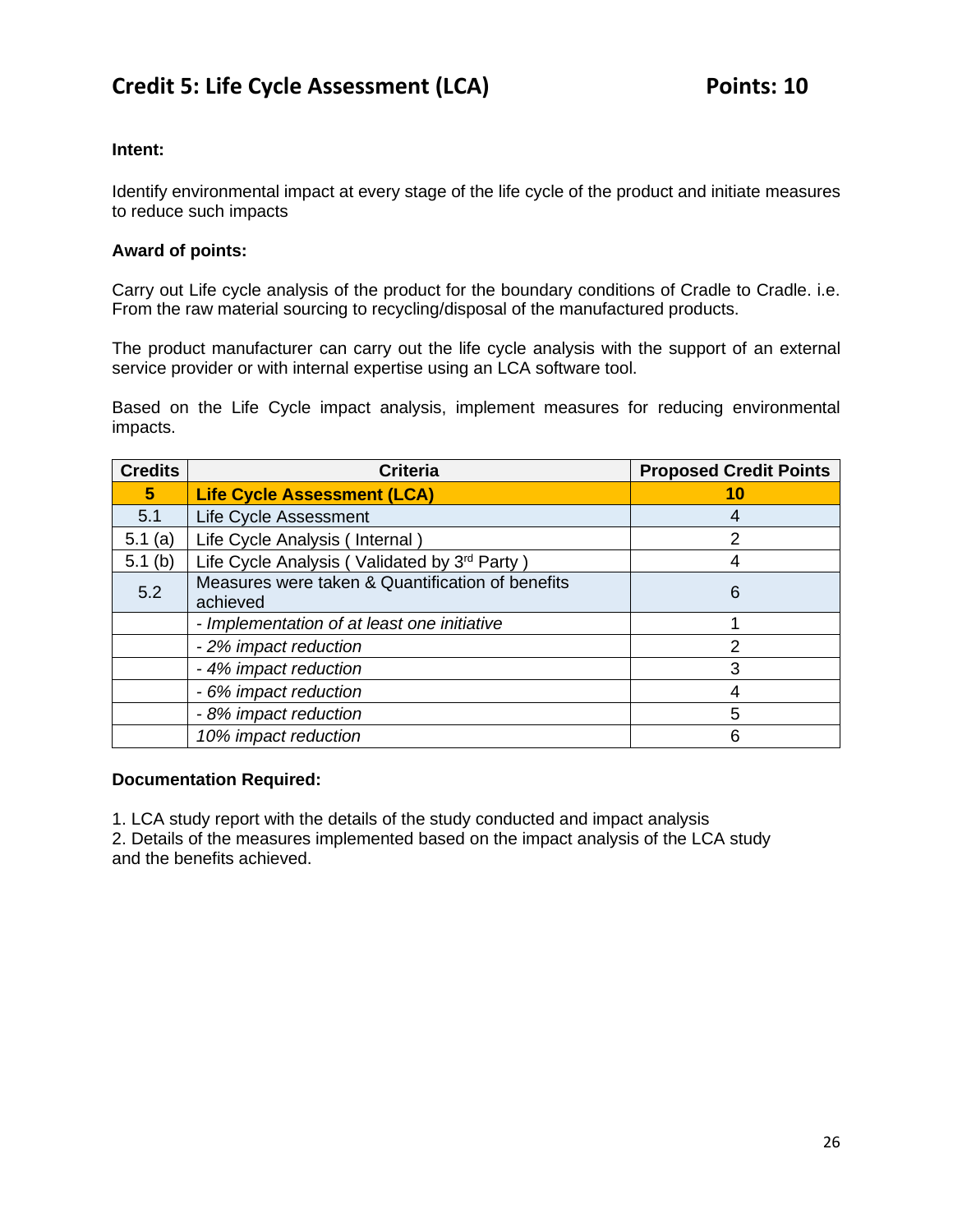## Credit 5: Life Cycle Assessment (LCA) Points: 10

**Intent:**

Identify environmental impact at every stage of the life cycle of the product and initiate measures to reduce such impacts

**Award of points:**

Carry out Life cycle analysis of the product for the boundary conditions of Cradle to Cradle. i.e. From the raw material sourcing to recycling/disposal of the manufactured products.

The product manufacturer can carry out the life cycle analysis with the support of an external service provider or with internal expertise using an LCA software tool.

Based on the Life Cycle impact analysis, implement measures for reducing environmental impacts.

| Credits | Criteria | Proposed Credit Points |
|---|---|---|
| **5** | **Life Cycle Assessment (LCA)** | **10** |
| 5.1 | Life Cycle Assessment | 4 |
| 5.1 (a) | Life Cycle Analysis ( Internal ) | 2 |
| 5.1 (b) | Life Cycle Analysis ( Validated by 3rd Party ) | 4 |
| 5.2 | Measures were taken & Quantification of benefits achieved | 6 |
| | *- Implementation of at least one initiative* | 1 |
| | *- 2% impact reduction* | 2 |
| | *- 4% impact reduction* | 3 |
| | *- 6% impact reduction* | 4 |
| | *- 8% impact reduction* | 5 |
| | *10% impact reduction* | 6 |

**Documentation Required:**

1. LCA study report with the details of the study conducted and impact analysis
2. Details of the measures implemented based on the impact analysis of the LCA study and the benefits achieved.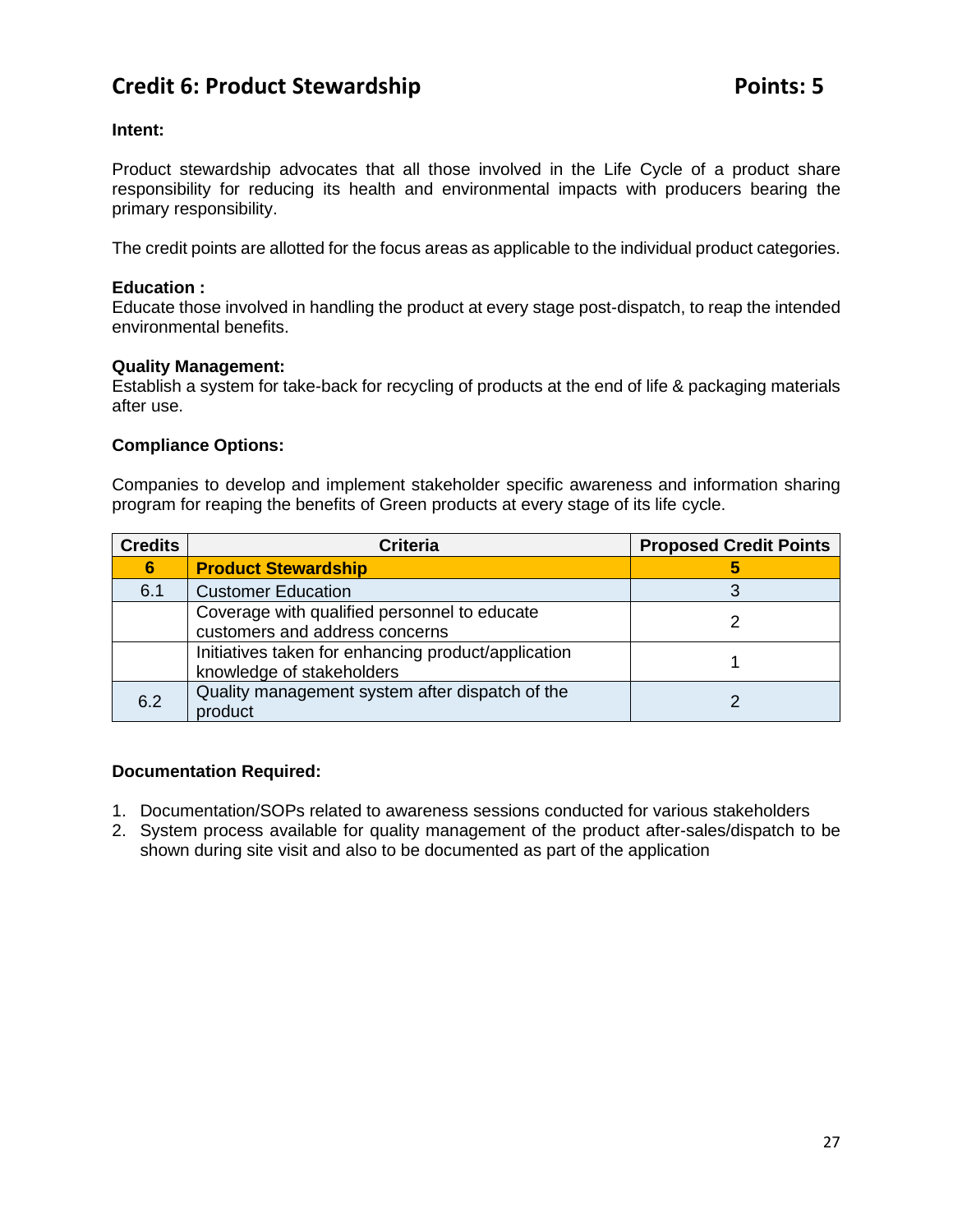## Credit 6: Product Stewardship Points: 5

**Intent:**

Product stewardship advocates that all those involved in the Life Cycle of a product share responsibility for reducing its health and environmental impacts with producers bearing the primary responsibility.

The credit points are allotted for the focus areas as applicable to the individual product categories.

**Education :**
Educate those involved in handling the product at every stage post-dispatch, to reap the intended environmental benefits.

**Quality Management:**
Establish a system for take-back for recycling of products at the end of life & packaging materials after use.

**Compliance Options:**

Companies to develop and implement stakeholder specific awareness and information sharing program for reaping the benefits of Green products at every stage of its life cycle.

| Credits | Criteria | Proposed Credit Points |
|---|---|---|
| **6** | **Product Stewardship** | **5** |
| 6.1 | Customer Education | 3 |
| | Coverage with qualified personnel to educate customers and address concerns | 2 |
| | Initiatives taken for enhancing product/application knowledge of stakeholders | 1 |
| 6.2 | Quality management system after dispatch of the product | 2 |

**Documentation Required:**

1. Documentation/SOPs related to awareness sessions conducted for various stakeholders
2. System process available for quality management of the product after-sales/dispatch to be shown during site visit and also to be documented as part of the application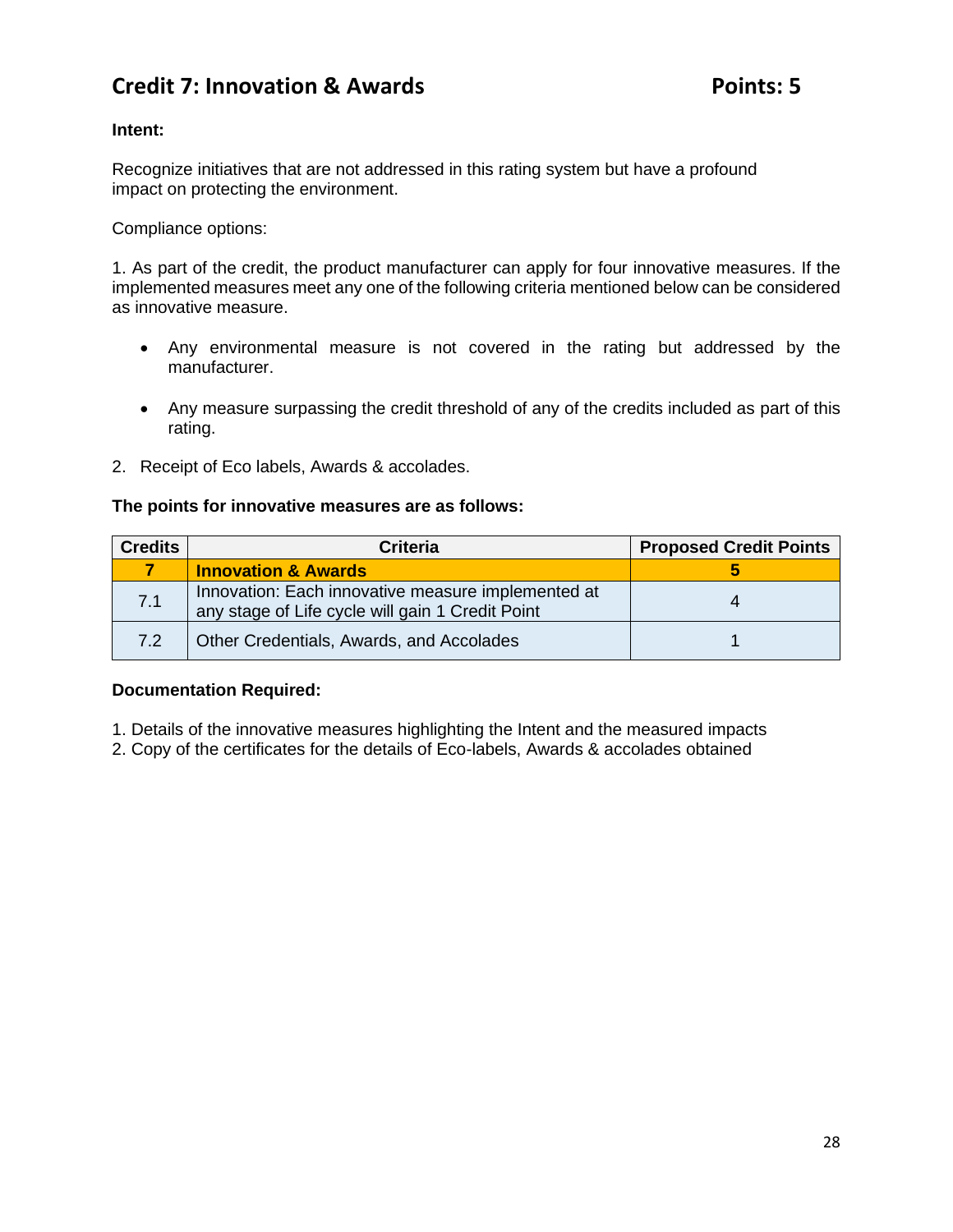## Credit 7: Innovation & Awards Points: 5

**Intent:**

Recognize initiatives that are not addressed in this rating system but have a profound impact on protecting the environment.

Compliance options:

1. As part of the credit, the product manufacturer can apply for four innovative measures. If the implemented measures meet any one of the following criteria mentioned below can be considered as innovative measure.

   - Any environmental measure is not covered in the rating but addressed by the manufacturer.

   - Any measure surpassing the credit threshold of any of the credits included as part of this rating.

2. Receipt of Eco labels, Awards & accolades.

**The points for innovative measures are as follows:**

| Credits | Criteria | Proposed Credit Points |
|---|---|---|
| **7** | **Innovation & Awards** | **5** |
| 7.1 | Innovation: Each innovative measure implemented at any stage of Life cycle will gain 1 Credit Point | 4 |
| 7.2 | Other Credentials, Awards, and Accolades | 1 |

**Documentation Required:**

1. Details of the innovative measures highlighting the Intent and the measured impacts
2. Copy of the certificates for the details of Eco-labels, Awards & accolades obtained